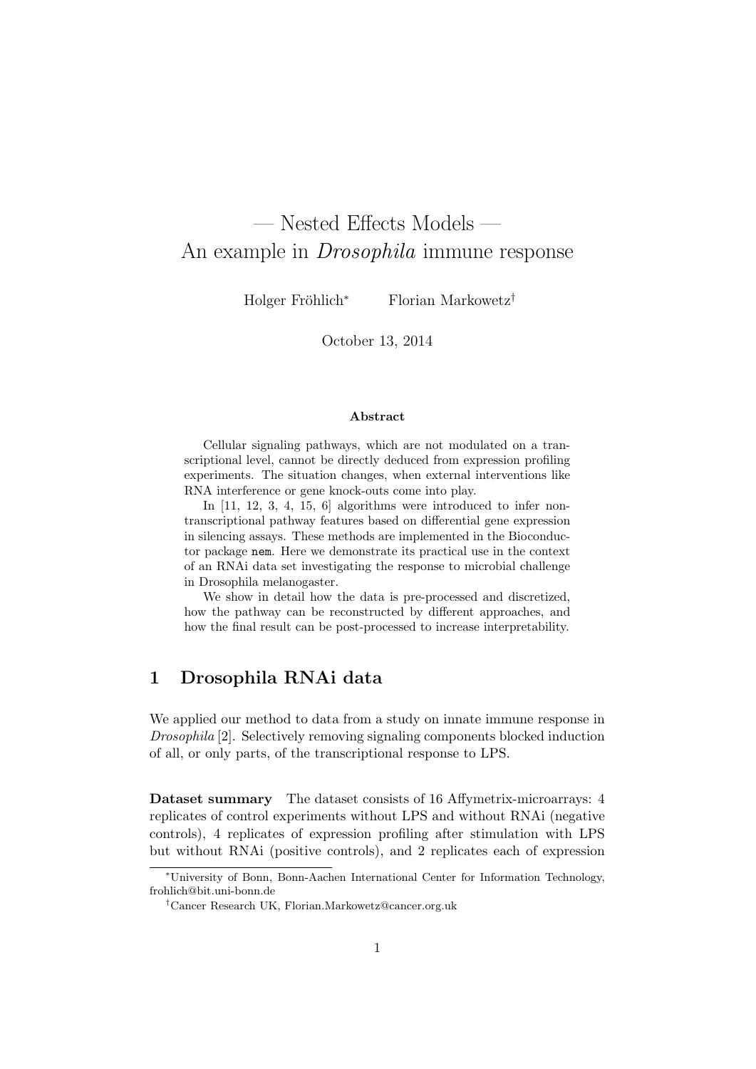# — Nested Effects Models — An example in *Drosophila* immune response

Holger Fröhlich[*] Florian Markowetz[†]

October 13, 2014

### Abstract

Cellular signaling pathways, which are not modulated on a transcriptional level, cannot be directly deduced from expression profiling experiments. The situation changes, when external interventions like RNA interference or gene knock-outs come into play.

In [11, 12, 3, 4, 15, 6] algorithms were introduced to infer non-transcriptional pathway features based on differential gene expression in silencing assays. These methods are implemented in the Bioconductor package `nem`. Here we demonstrate its practical use in the context of an RNAi data set investigating the response to microbial challenge in Drosophila melanogaster.

We show in detail how the data is pre-processed and discretized, how the pathway can be reconstructed by different approaches, and how the final result can be post-processed to increase interpretability.

## 1 Drosophila RNAi data

We applied our method to data from a study on innate immune response in *Drosophila* [2]. Selectively removing signaling components blocked induction of all, or only parts, of the transcriptional response to LPS.

**Dataset summary** The dataset consists of 16 Affymetrix-microarrays: 4 replicates of control experiments without LPS and without RNAi (negative controls), 4 replicates of expression profiling after stimulation with LPS but without RNAi (positive controls), and 2 replicates each of expression

[*]University of Bonn, Bonn-Aachen International Center for Information Technology, frohlich@bit.uni-bonn.de

[†]Cancer Research UK, Florian.Markowetz@cancer.org.uk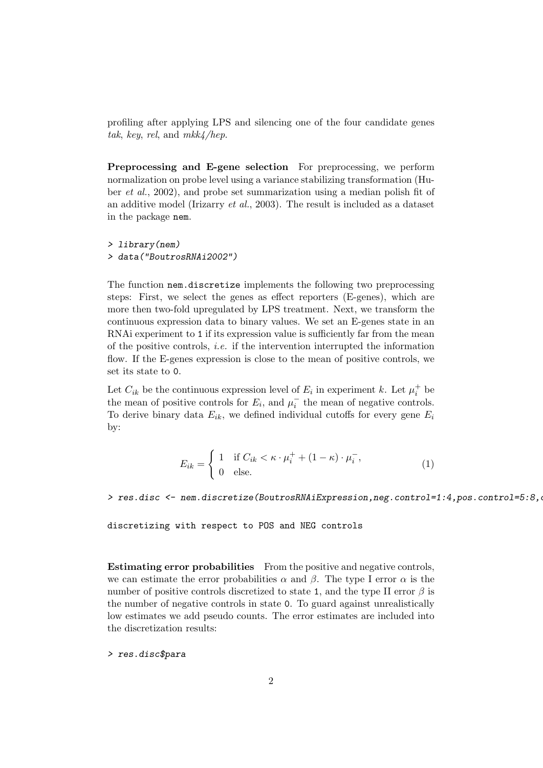profiling after applying LPS and silencing one of the four candidate genes *tak*, *key*, *rel*, and *mkk4/hep*.

**Preprocessing and E-gene selection** For preprocessing, we perform normalization on probe level using a variance stabilizing transformation (Huber *et al.*, 2002), and probe set summarization using a median polish fit of an additive model (Irizarry *et al.*, 2003). The result is included as a dataset in the package `nem`.

```
> library(nem)
> data("BoutrosRNAi2002")
```

The function `nem.discretize` implements the following two preprocessing steps: First, we select the genes as effect reporters (E-genes), which are more then two-fold upregulated by LPS treatment. Next, we transform the continuous expression data to binary values. We set an E-genes state in an RNAi experiment to `1` if its expression value is sufficiently far from the mean of the positive controls, *i.e.* if the intervention interrupted the information flow. If the E-genes expression is close to the mean of positive controls, we set its state to `0`.

Let $C_{ik}$ be the continuous expression level of $E_i$ in experiment $k$. Let $\mu_i^+$ be the mean of positive controls for $E_i$, and $\mu_i^-$ the mean of negative controls. To derive binary data $E_{ik}$, we defined individual cutoffs for every gene $E_i$ by:

$$E_{ik} = \begin{cases} 1 & \text{if } C_{ik} < \kappa \cdot \mu_i^+ + (1 - \kappa) \cdot \mu_i^-, \\ 0 & \text{else.} \end{cases} \tag{1}$$

```
> res.disc <- nem.discretize(BoutrosRNAiExpression,neg.control=1:4,pos.control=5:8,c

discretizing with respect to POS and NEG controls
```

**Estimating error probabilities** From the positive and negative controls, we can estimate the error probabilities $\alpha$ and $\beta$. The type I error $\alpha$ is the number of positive controls discretized to state `1`, and the type II error $\beta$ is the number of negative controls in state `0`. To guard against unrealistically low estimates we add pseudo counts. The error estimates are included into the discretization results:

```
> res.disc$para
```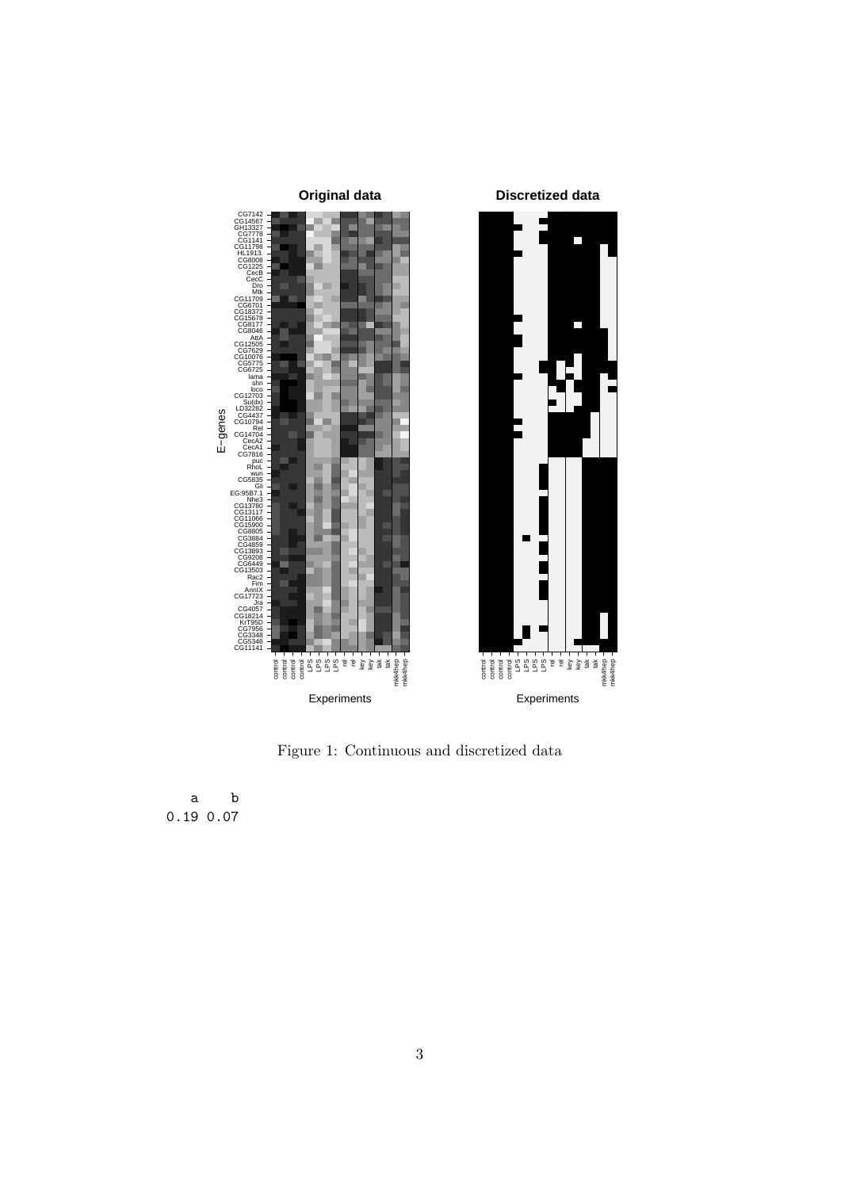Figure 1: Continuous and discretized data

```
   a    b 
0.19 0.07 
```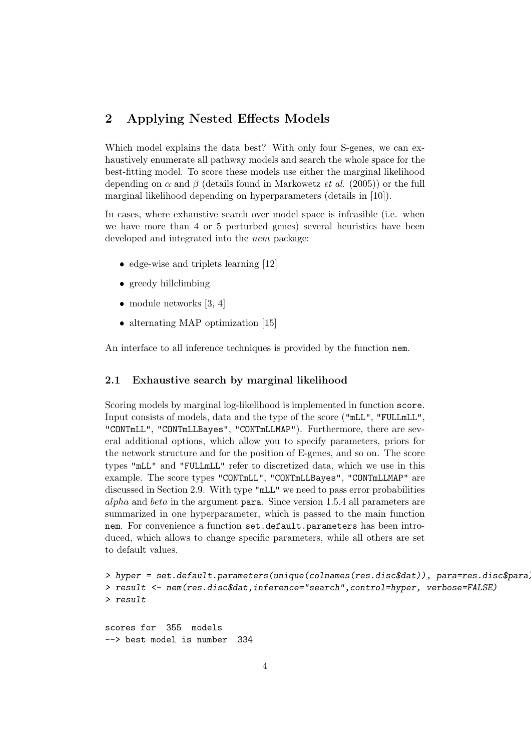## 2 Applying Nested Effects Models

Which model explains the data best? With only four S-genes, we can exhaustively enumerate all pathway models and search the whole space for the best-fitting model. To score these models use either the marginal likelihood depending on $\alpha$ and $\beta$ (details found in Markowetz *et al.* (2005)) or the full marginal likelihood depending on hyperparameters (details in [10]).

In cases, where exhaustive search over model space is infeasible (i.e. when we have more than 4 or 5 perturbed genes) several heuristics have been developed and integrated into the *nem* package:

- edge-wise and triplets learning [12]
- greedy hillclimbing
- module networks [3, 4]
- alternating MAP optimization [15]

An interface to all inference techniques is provided by the function `nem`.

### 2.1 Exhaustive search by marginal likelihood

Scoring models by marginal log-likelihood is implemented in function `score`. Input consists of models, data and the type of the score (`"mLL"`, `"FULLmLL"`, `"CONTmLL"`, `"CONTmLLBayes"`, `"CONTmLLMAP"`). Furthermore, there are several additional options, which allow you to specify parameters, priors for the network structure and for the position of E-genes, and so on. The score types `"mLL"` and `"FULLmLL"` refer to discretized data, which we use in this example. The score types `"CONTmLL"`, `"CONTmLLBayes"`, `"CONTmLLMAP"` are discussed in Section 2.9. With type `"mLL"` we need to pass error probabilities *alpha* and *beta* in the argument `para`. Since version 1.5.4 all parameters are summarized in one hyperparameter, which is passed to the main function `nem`. For convenience a function `set.default.parameters` has been introduced, which allows to change specific parameters, while all others are set to default values.

```
> hyper = set.default.parameters(unique(colnames(res.disc$dat)), para=res.disc$para)
> result <- nem(res.disc$dat,inference="search",control=hyper, verbose=FALSE)
> result

scores for  355  models
--> best model is number  334
```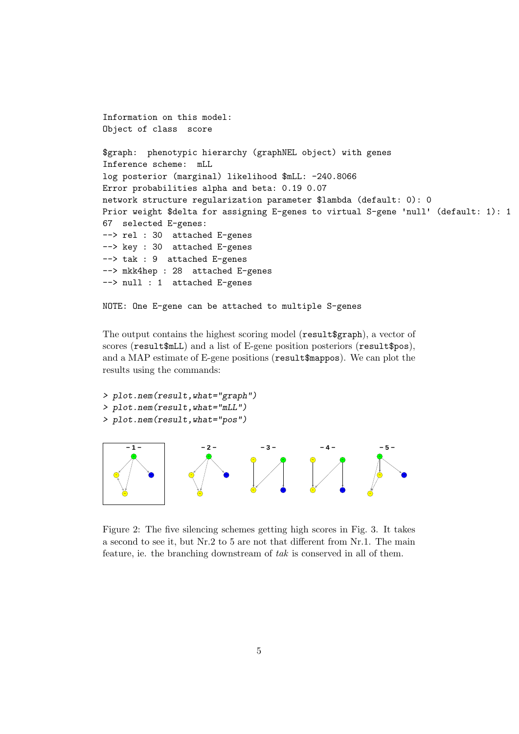```
Information on this model:
Object of class  score

$graph:  phenotypic hierarchy (graphNEL object) with genes
Inference scheme:  mLL
log posterior (marginal) likelihood $mLL: -240.8066
Error probabilities alpha and beta: 0.19 0.07
network structure regularization parameter $lambda (default: 0): 0
Prior weight $delta for assigning E-genes to virtual S-gene 'null' (default: 1): 1
67  selected E-genes:
--> rel : 30  attached E-genes
--> key : 30  attached E-genes
--> tak : 9  attached E-genes
--> mkk4hep : 28  attached E-genes
--> null : 1  attached E-genes

NOTE: One E-gene can be attached to multiple S-genes
```

The output contains the highest scoring model (`result$graph`), a vector of scores (`result$mLL`) and a list of E-gene position posteriors (`result$pos`), and a MAP estimate of E-gene positions (`result$mappos`). We can plot the results using the commands:

```
> plot.nem(result,what="graph")
> plot.nem(result,what="mLL")
> plot.nem(result,what="pos")
```

Figure 2: The five silencing schemes getting high scores in Fig. 3. It takes a second to see it, but Nr.2 to 5 are not that different from Nr.1. The main feature, ie. the branching downstream of *tak* is conserved in all of them.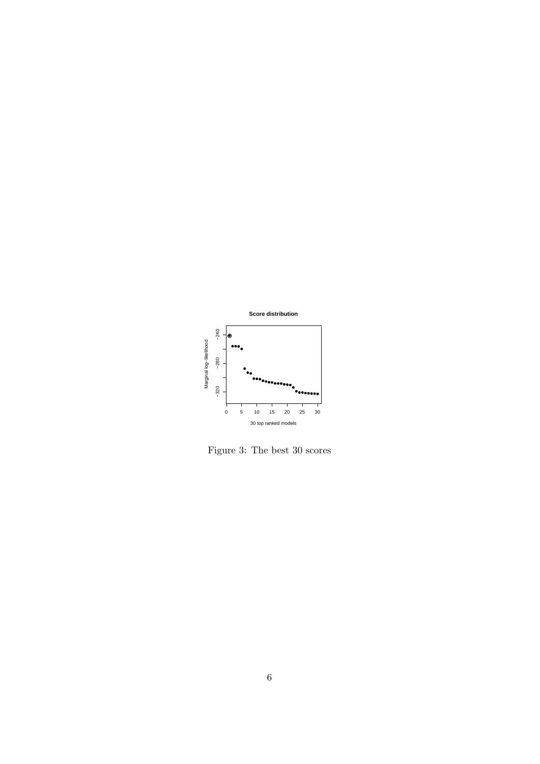Figure 3: The best 30 scores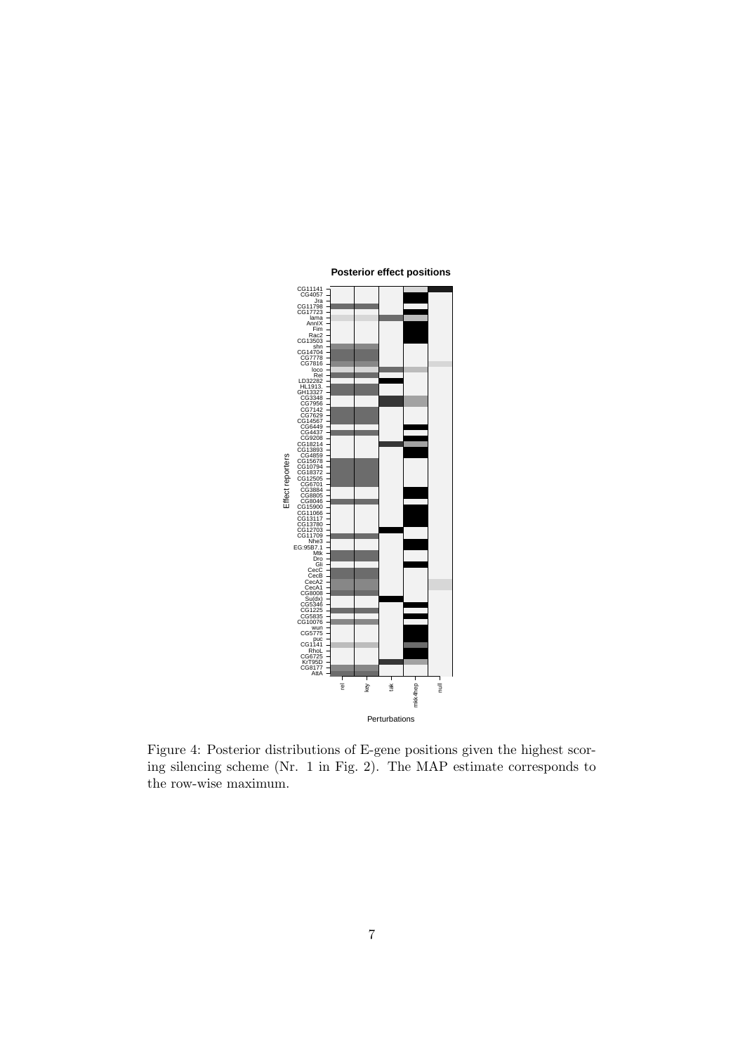Figure 4: Posterior distributions of E-gene positions given the highest scoring silencing scheme (Nr. 1 in Fig. 2). The MAP estimate corresponds to the row-wise maximum.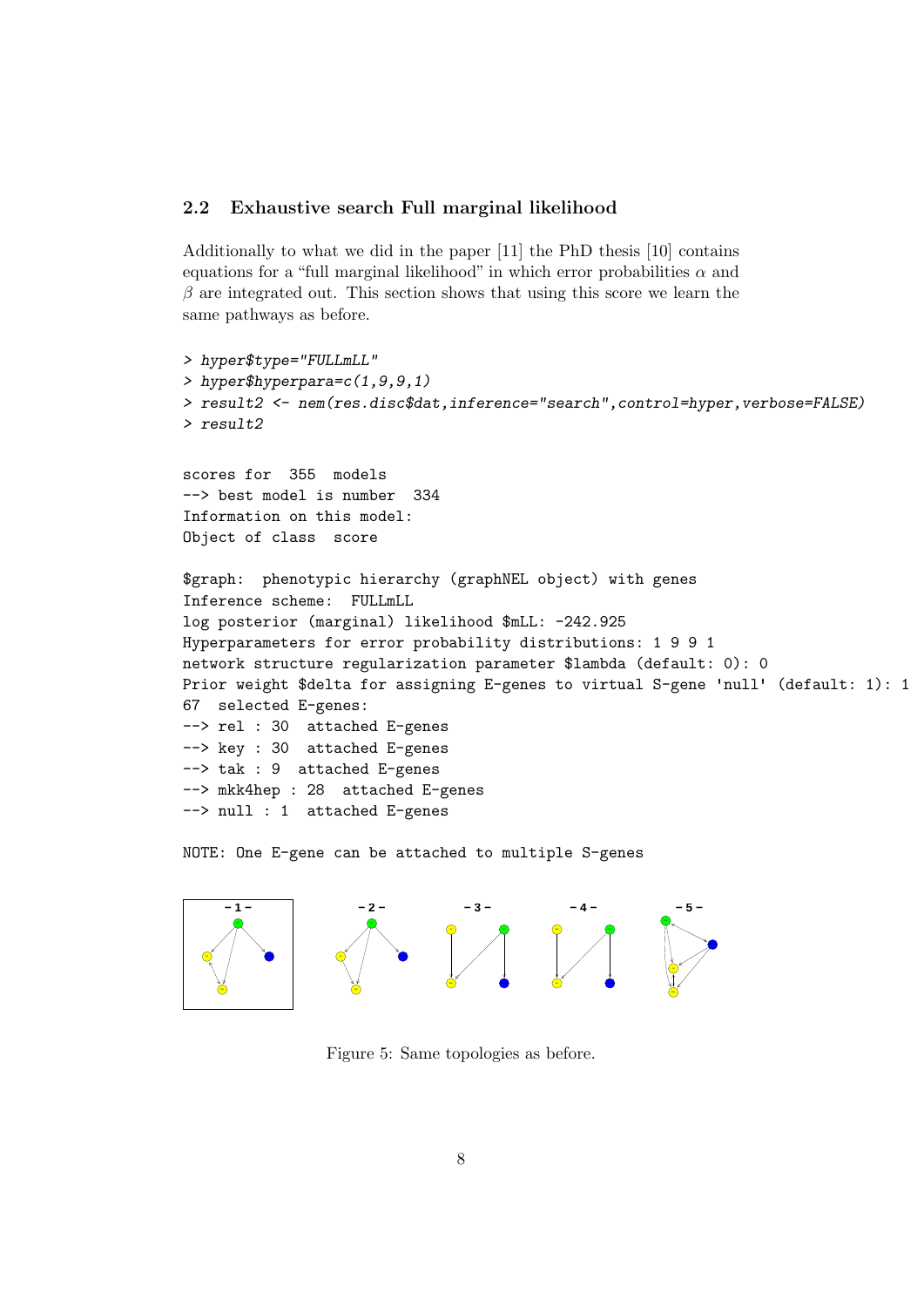### 2.2 Exhaustive search Full marginal likelihood

Additionally to what we did in the paper [11] the PhD thesis [10] contains equations for a "full marginal likelihood" in which error probabilities $\alpha$ and $\beta$ are integrated out. This section shows that using this score we learn the same pathways as before.

```
> hyper$type="FULLmLL"
> hyper$hyperpara=c(1,9,9,1)
> result2 <- nem(res.disc$dat,inference="search",control=hyper,verbose=FALSE)
> result2

scores for  355  models
--> best model is number  334
Information on this model:
Object of class  score

$graph:  phenotypic hierarchy (graphNEL object) with genes
Inference scheme:  FULLmLL
log posterior (marginal) likelihood $mLL: -242.925
Hyperparameters for error probability distributions: 1 9 9 1
network structure regularization parameter $lambda (default: 0): 0
Prior weight $delta for assigning E-genes to virtual S-gene 'null' (default: 1): 1
67  selected E-genes:
--> rel : 30  attached E-genes
--> key : 30  attached E-genes
--> tak : 9  attached E-genes
--> mkk4hep : 28  attached E-genes
--> null : 1  attached E-genes

NOTE: One E-gene can be attached to multiple S-genes
```

Figure 5: Same topologies as before.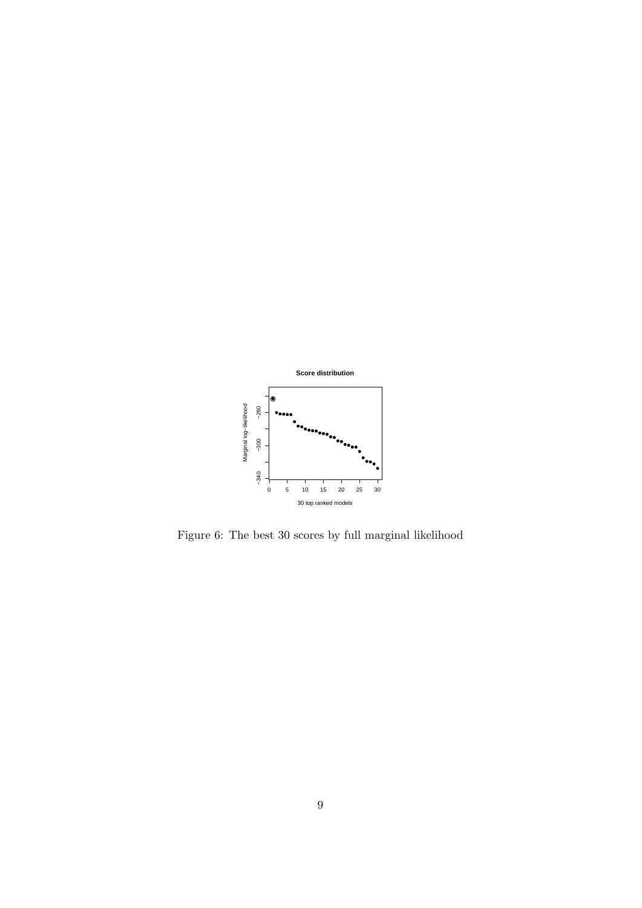Figure 6: The best 30 scores by full marginal likelihood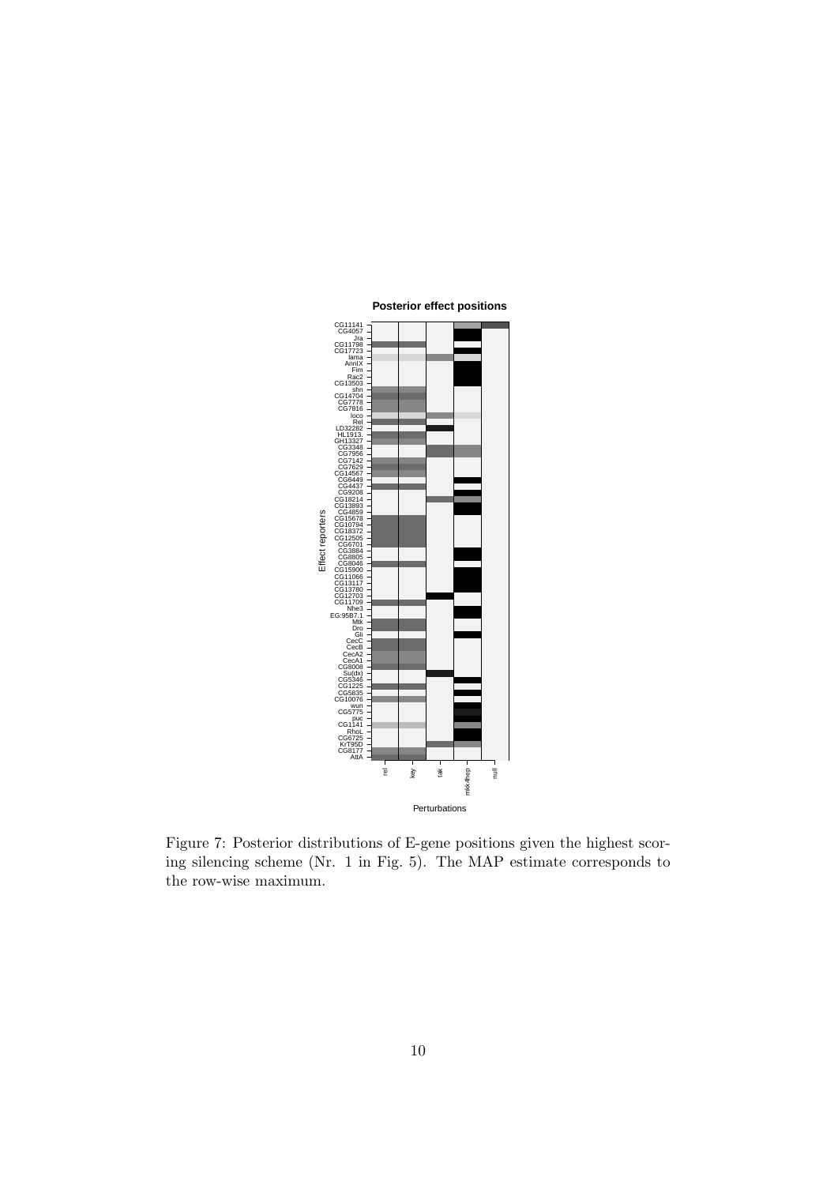Figure 7: Posterior distributions of E-gene positions given the highest scoring silencing scheme (Nr. 1 in Fig. 5). The MAP estimate corresponds to the row-wise maximum.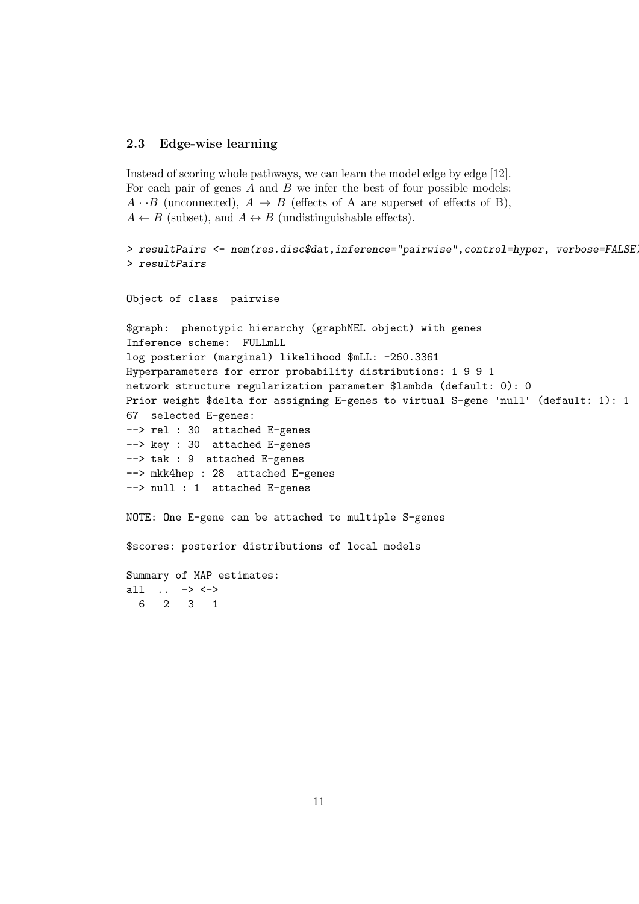### 2.3 Edge-wise learning

Instead of scoring whole pathways, we can learn the model edge by edge [12]. For each pair of genes $A$ and $B$ we infer the best of four possible models: $A \cdot \cdot B$ (unconnected), $A \rightarrow B$ (effects of A are superset of effects of B), $A \leftarrow B$ (subset), and $A \leftrightarrow B$ (undistinguishable effects).

```
> resultPairs <- nem(res.disc$dat,inference="pairwise",control=hyper, verbose=FALSE)
> resultPairs

Object of class  pairwise

$graph:  phenotypic hierarchy (graphNEL object) with genes
Inference scheme:  FULLmLL
log posterior (marginal) likelihood $mLL: -260.3361
Hyperparameters for error probability distributions: 1 9 9 1
network structure regularization parameter $lambda (default: 0): 0
Prior weight $delta for assigning E-genes to virtual S-gene 'null' (default: 1): 1
67  selected E-genes:
--> rel : 30  attached E-genes
--> key : 30  attached E-genes
--> tak : 9  attached E-genes
--> mkk4hep : 28  attached E-genes
--> null : 1  attached E-genes

NOTE: One E-gene can be attached to multiple S-genes

$scores: posterior distributions of local models

Summary of MAP estimates:
all  ..  -> <->
  6   2   3   1
```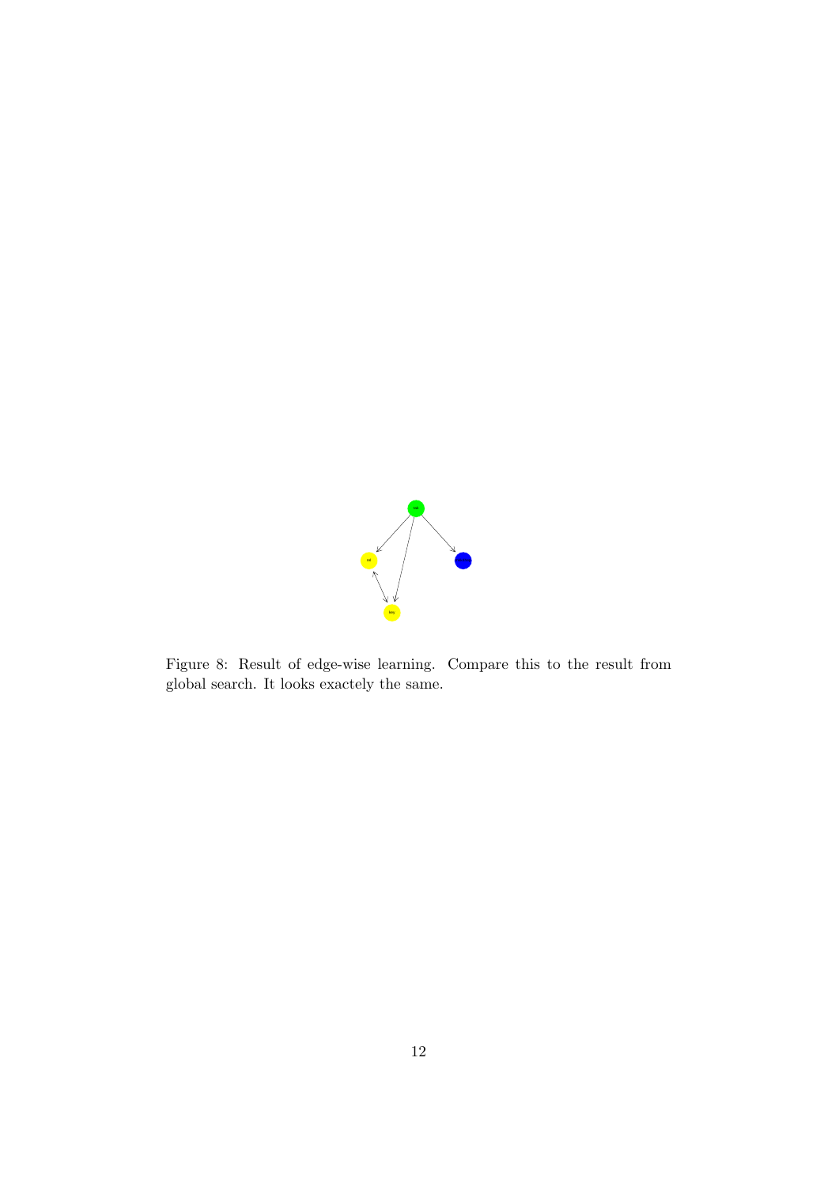Figure 8: Result of edge-wise learning. Compare this to the result from global search. It looks exactely the same.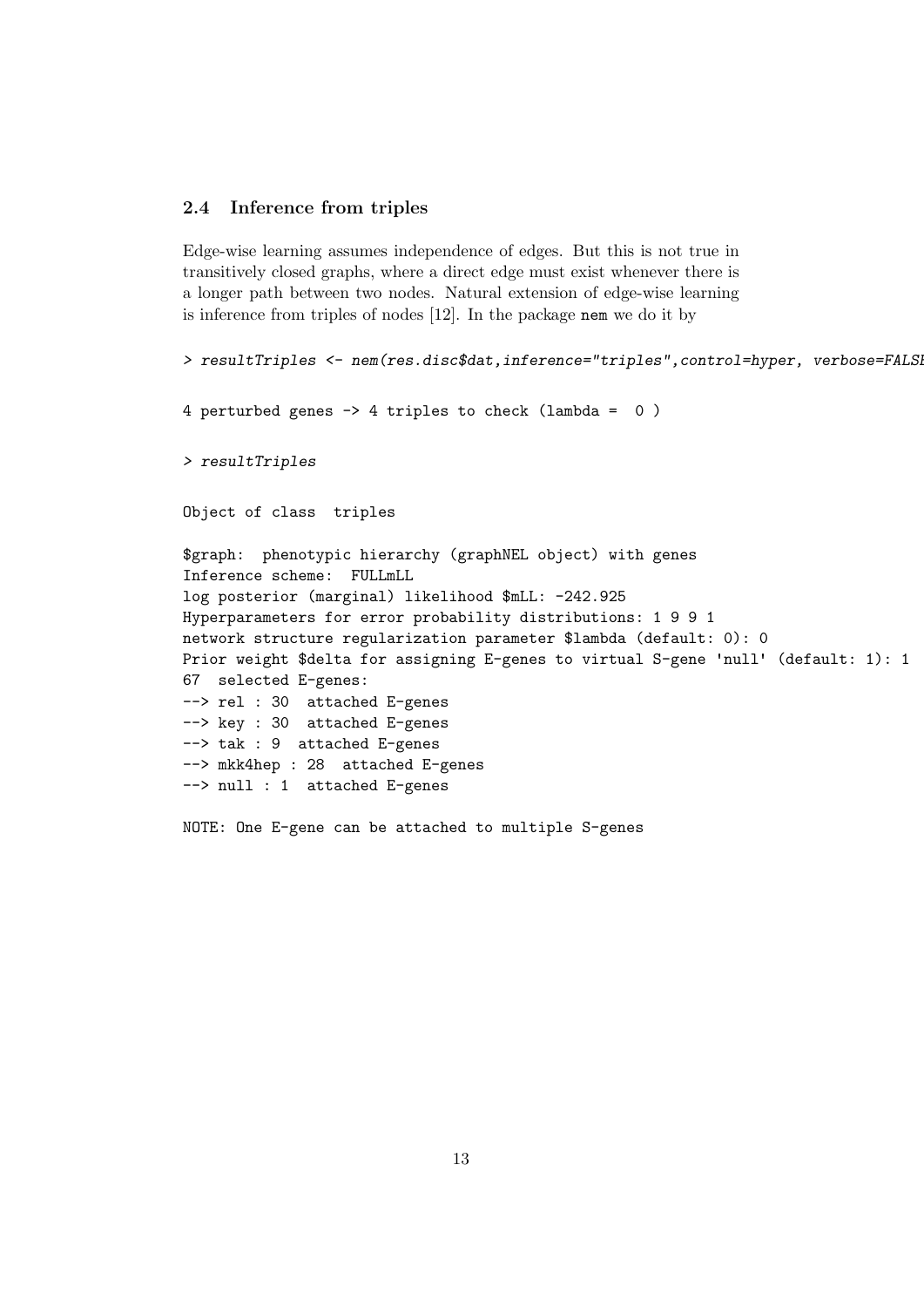## 2.4 Inference from triples

Edge-wise learning assumes independence of edges. But this is not true in transitively closed graphs, where a direct edge must exist whenever there is a longer path between two nodes. Natural extension of edge-wise learning is inference from triples of nodes [12]. In the package nem we do it by

```
> resultTriples <- nem(res.disc$dat,inference="triples",control=hyper, verbose=FALSE

4 perturbed genes -> 4 triples to check (lambda =  0 )

> resultTriples

Object of class  triples

$graph:  phenotypic hierarchy (graphNEL object) with genes
Inference scheme:  FULLmLL
log posterior (marginal) likelihood $mLL: -242.925
Hyperparameters for error probability distributions: 1 9 9 1
network structure regularization parameter $lambda (default: 0): 0
Prior weight $delta for assigning E-genes to virtual S-gene 'null' (default: 1): 1
67  selected E-genes:
--> rel : 30  attached E-genes
--> key : 30  attached E-genes
--> tak : 9  attached E-genes
--> mkk4hep : 28  attached E-genes
--> null : 1  attached E-genes

NOTE: One E-gene can be attached to multiple S-genes
```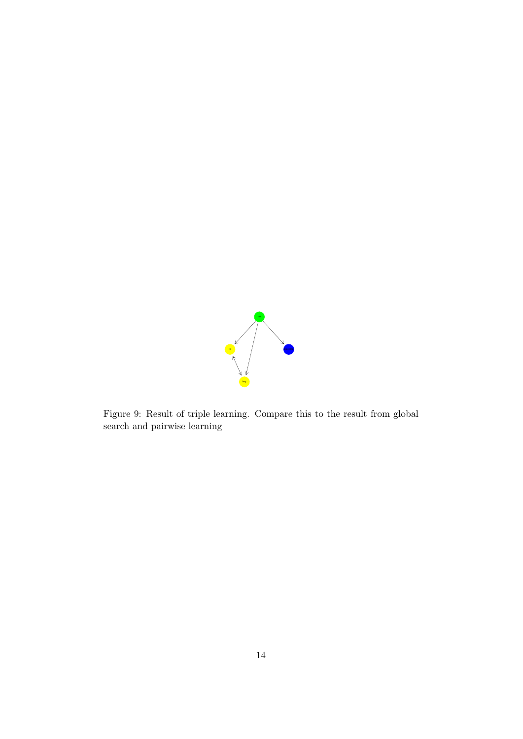Figure 9: Result of triple learning. Compare this to the result from global search and pairwise learning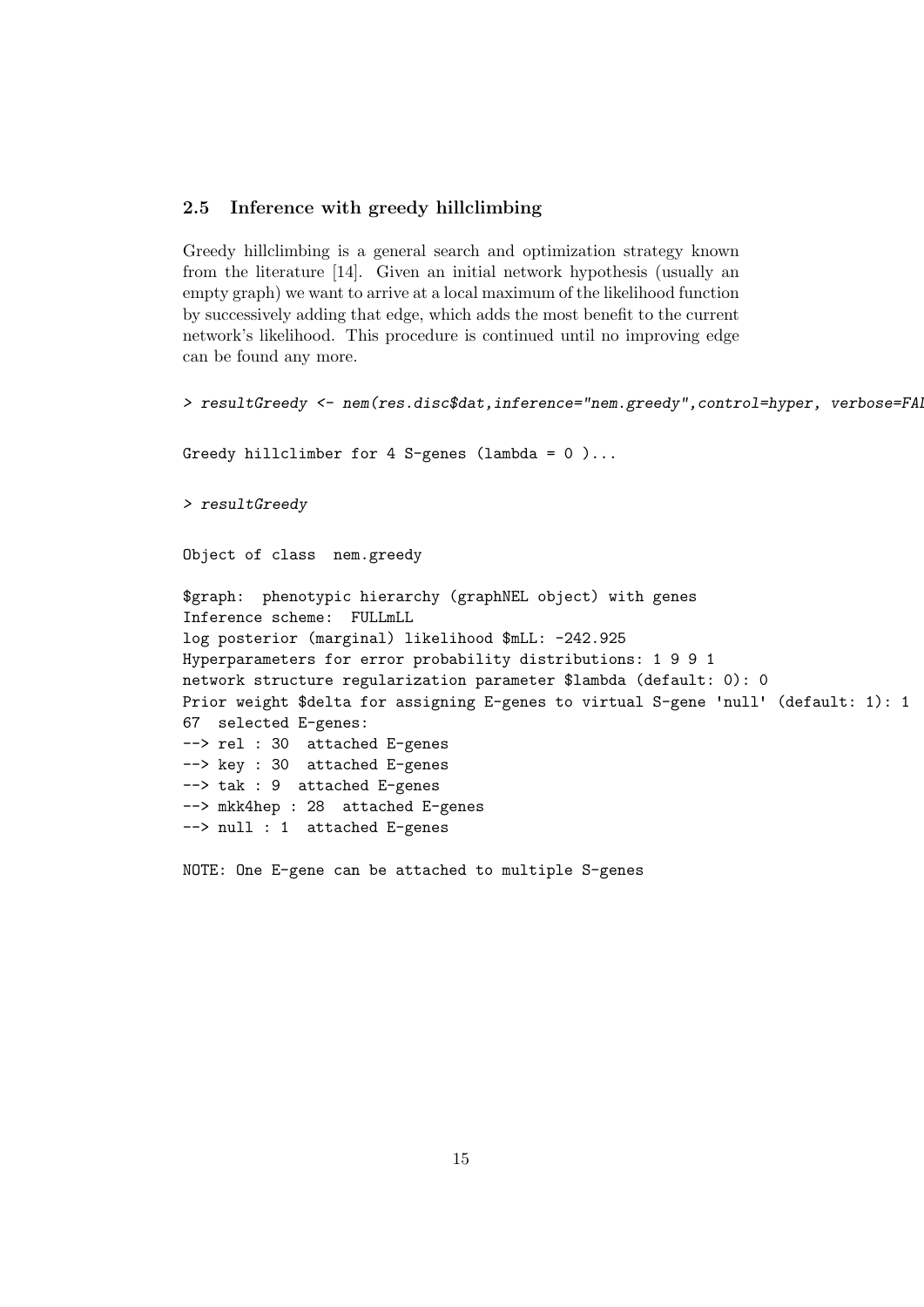### 2.5 Inference with greedy hillclimbing

Greedy hillclimbing is a general search and optimization strategy known from the literature [14]. Given an initial network hypothesis (usually an empty graph) we want to arrive at a local maximum of the likelihood function by successively adding that edge, which adds the most benefit to the current network's likelihood. This procedure is continued until no improving edge can be found any more.

```
> resultGreedy <- nem(res.disc$dat,inference="nem.greedy",control=hyper, verbose=FAL

Greedy hillclimber for 4 S-genes (lambda = 0 )...

> resultGreedy

Object of class  nem.greedy

$graph:  phenotypic hierarchy (graphNEL object) with genes
Inference scheme:  FULLmLL
log posterior (marginal) likelihood $mLL: -242.925
Hyperparameters for error probability distributions: 1 9 9 1
network structure regularization parameter $lambda (default: 0): 0
Prior weight $delta for assigning E-genes to virtual S-gene 'null' (default: 1): 1
67  selected E-genes:
--> rel : 30  attached E-genes
--> key : 30  attached E-genes
--> tak : 9  attached E-genes
--> mkk4hep : 28  attached E-genes
--> null : 1  attached E-genes

NOTE: One E-gene can be attached to multiple S-genes
```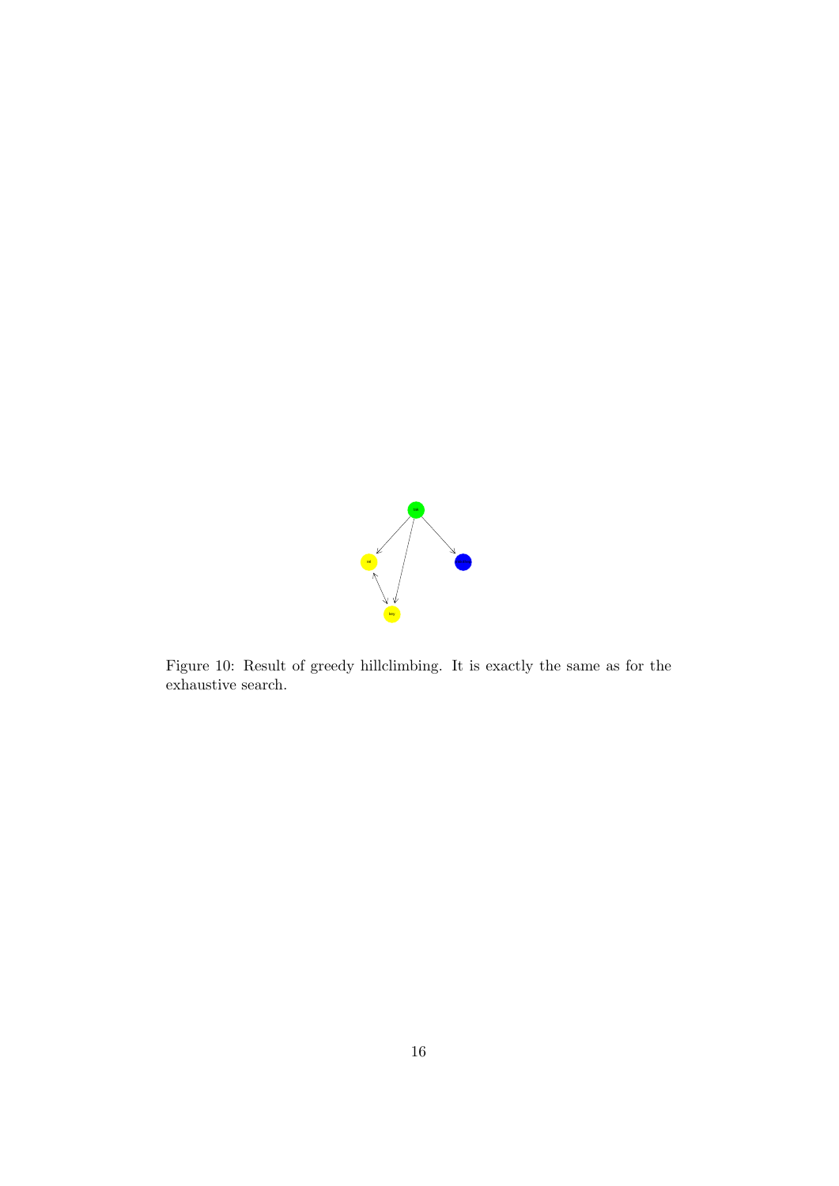Figure 10: Result of greedy hillclimbing. It is exactly the same as for the exhaustive search.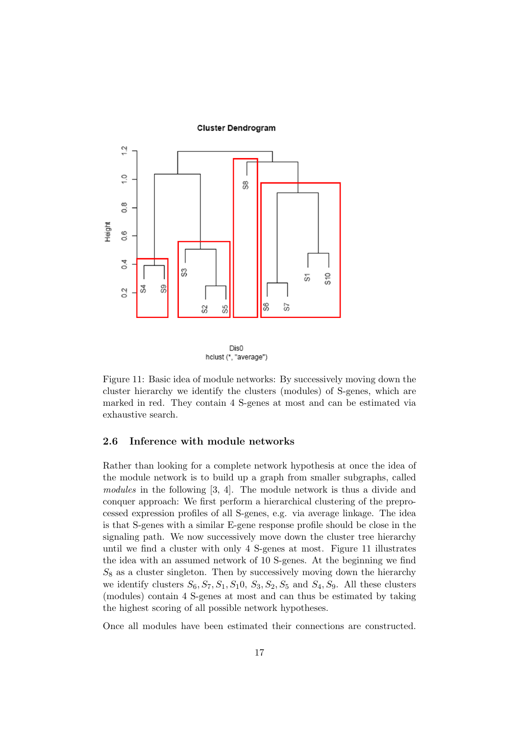Figure 11: Basic idea of module networks: By successively moving down the cluster hierarchy we identify the clusters (modules) of S-genes, which are marked in red. They contain 4 S-genes at most and can be estimated via exhaustive search.

### 2.6 Inference with module networks

Rather than looking for a complete network hypothesis at once the idea of the module network is to build up a graph from smaller subgraphs, called *modules* in the following [3, 4]. The module network is thus a divide and conquer approach: We first perform a hierarchical clustering of the preprocessed expression profiles of all S-genes, e.g. via average linkage. The idea is that S-genes with a similar E-gene response profile should be close in the signaling path. We now successively move down the cluster tree hierarchy until we find a cluster with only 4 S-genes at most. Figure 11 illustrates the idea with an assumed network of 10 S-genes. At the beginning we find $S_8$ as a cluster singleton. Then by successively moving down the hierarchy we identify clusters $S_6, S_7, S_1, S_10$, $S_3, S_2, S_5$ and $S_4, S_9$. All these clusters (modules) contain 4 S-genes at most and can thus be estimated by taking the highest scoring of all possible network hypotheses.

Once all modules have been estimated their connections are constructed.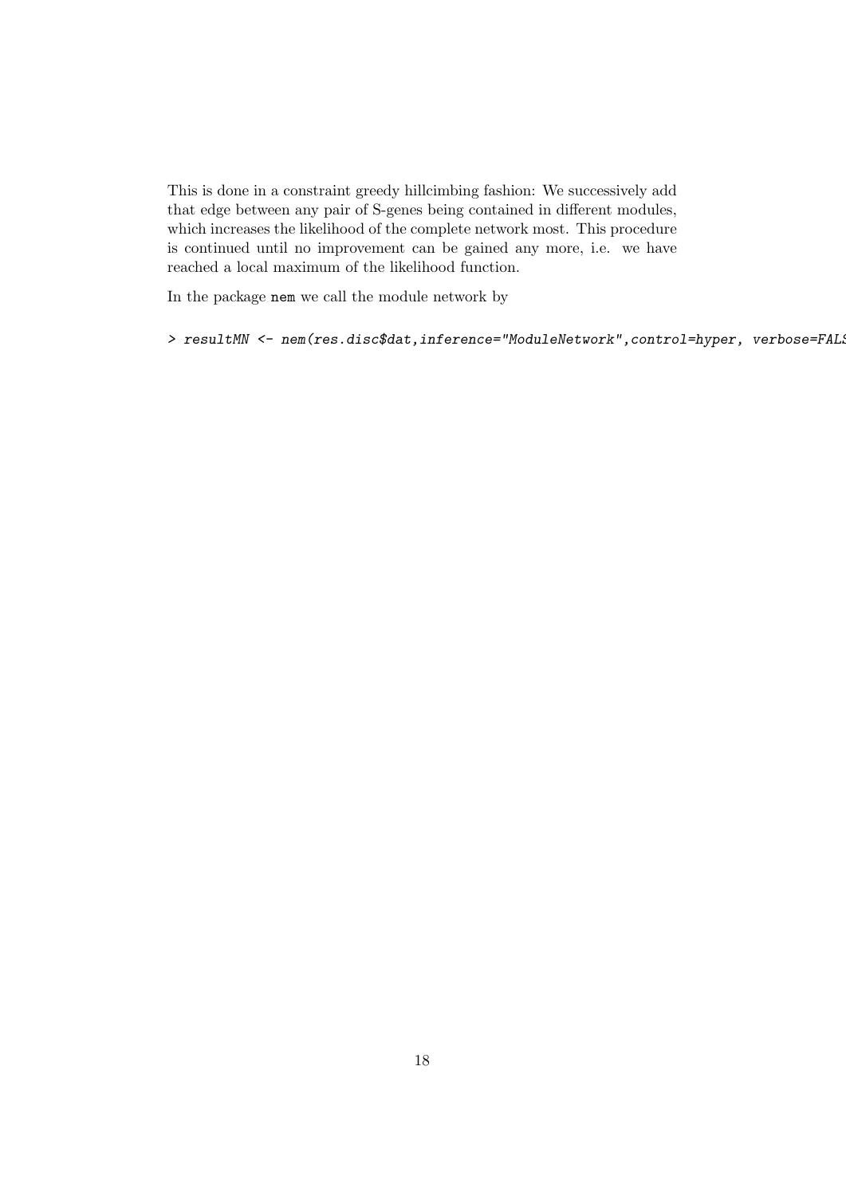This is done in a constraint greedy hillcimbing fashion: We successively add that edge between any pair of S-genes being contained in different modules, which increases the likelihood of the complete network most. This procedure is continued until no improvement can be gained any more, i.e. we have reached a local maximum of the likelihood function.

In the package nem we call the module network by

```
> resultMN <- nem(res.disc$dat,inference="ModuleNetwork",control=hyper, verbose=FALS
```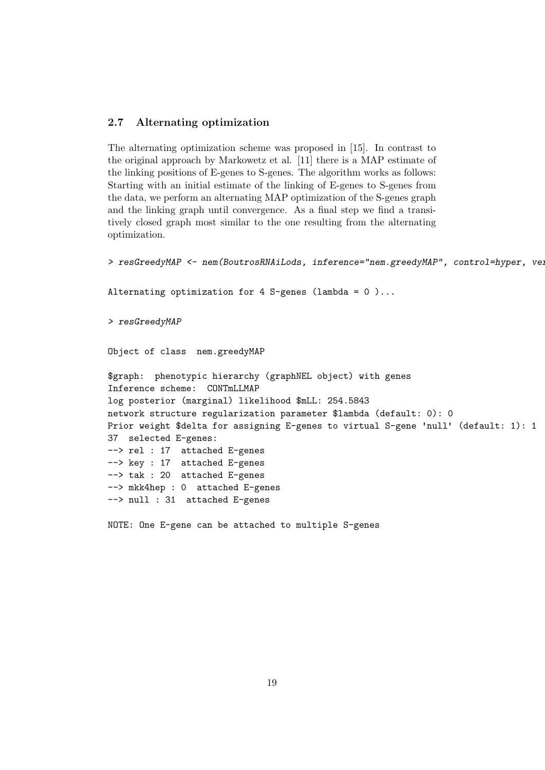### 2.7 Alternating optimization

The alternating optimization scheme was proposed in [15]. In contrast to the original approach by Markowetz et al. [11] there is a MAP estimate of the linking positions of E-genes to S-genes. The algorithm works as follows: Starting with an initial estimate of the linking of E-genes to S-genes from the data, we perform an alternating MAP optimization of the S-genes graph and the linking graph until convergence. As a final step we find a transitively closed graph most similar to the one resulting from the alternating optimization.

```
> resGreedyMAP <- nem(BoutrosRNAiLods, inference="nem.greedyMAP", control=hyper, ver

Alternating optimization for 4 S-genes (lambda = 0 )...

> resGreedyMAP

Object of class  nem.greedyMAP

$graph:  phenotypic hierarchy (graphNEL object) with genes
Inference scheme:  CONTmLLMAP
log posterior (marginal) likelihood $mLL: 254.5843
network structure regularization parameter $lambda (default: 0): 0
Prior weight $delta for assigning E-genes to virtual S-gene 'null' (default: 1): 1
37  selected E-genes:
--> rel : 17  attached E-genes
--> key : 17  attached E-genes
--> tak : 20  attached E-genes
--> mkk4hep : 0  attached E-genes
--> null : 31  attached E-genes

NOTE: One E-gene can be attached to multiple S-genes
```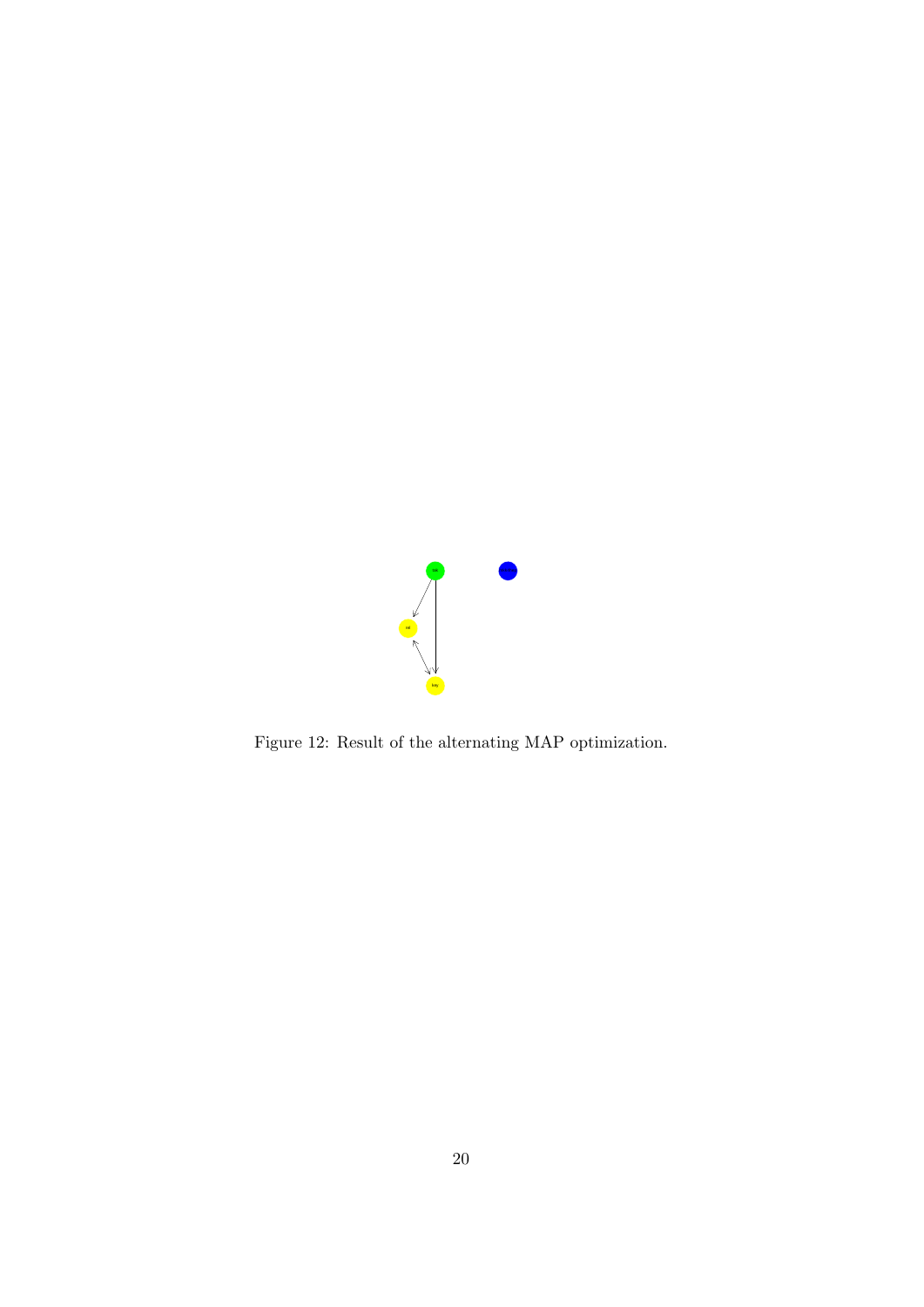Figure 12: Result of the alternating MAP optimization.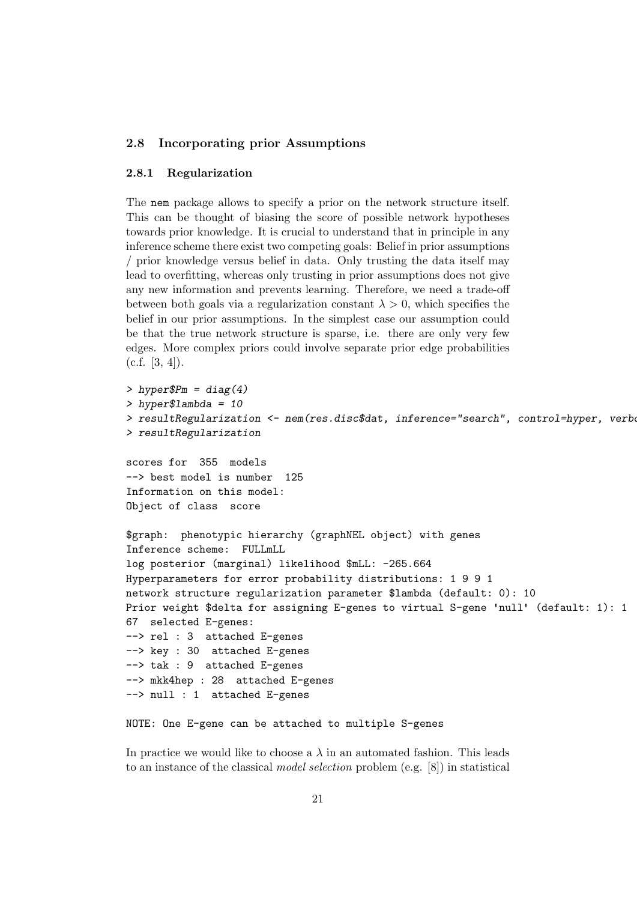### 2.8 Incorporating prior Assumptions

#### 2.8.1 Regularization

The nem package allows to specify a prior on the network structure itself. This can be thought of biasing the score of possible network hypotheses towards prior knowledge. It is crucial to understand that in principle in any inference scheme there exist two competing goals: Belief in prior assumptions / prior knowledge versus belief in data. Only trusting the data itself may lead to overfitting, whereas only trusting in prior assumptions does not give any new information and prevents learning. Therefore, we need a trade-off between both goals via a regularization constant $\lambda > 0$, which specifies the belief in our prior assumptions. In the simplest case our assumption could be that the true network structure is sparse, i.e. there are only very few edges. More complex priors could involve separate prior edge probabilities (c.f. [3, 4]).

```
> hyper$Pm = diag(4)
> hyper$lambda = 10
> resultRegularization <- nem(res.disc$dat, inference="search", control=hyper, verbo
> resultRegularization

scores for  355  models
--> best model is number  125
Information on this model:
Object of class  score

$graph:  phenotypic hierarchy (graphNEL object) with genes
Inference scheme:  FULLmLL
log posterior (marginal) likelihood $mLL: -265.664
Hyperparameters for error probability distributions: 1 9 9 1
network structure regularization parameter $lambda (default: 0): 10
Prior weight $delta for assigning E-genes to virtual S-gene 'null' (default: 1): 1
67  selected E-genes:
--> rel : 3  attached E-genes
--> key : 30  attached E-genes
--> tak : 9  attached E-genes
--> mkk4hep : 28  attached E-genes
--> null : 1  attached E-genes

NOTE: One E-gene can be attached to multiple S-genes
```

In practice we would like to choose a $\lambda$ in an automated fashion. This leads to an instance of the classical *model selection* problem (e.g. [8]) in statistical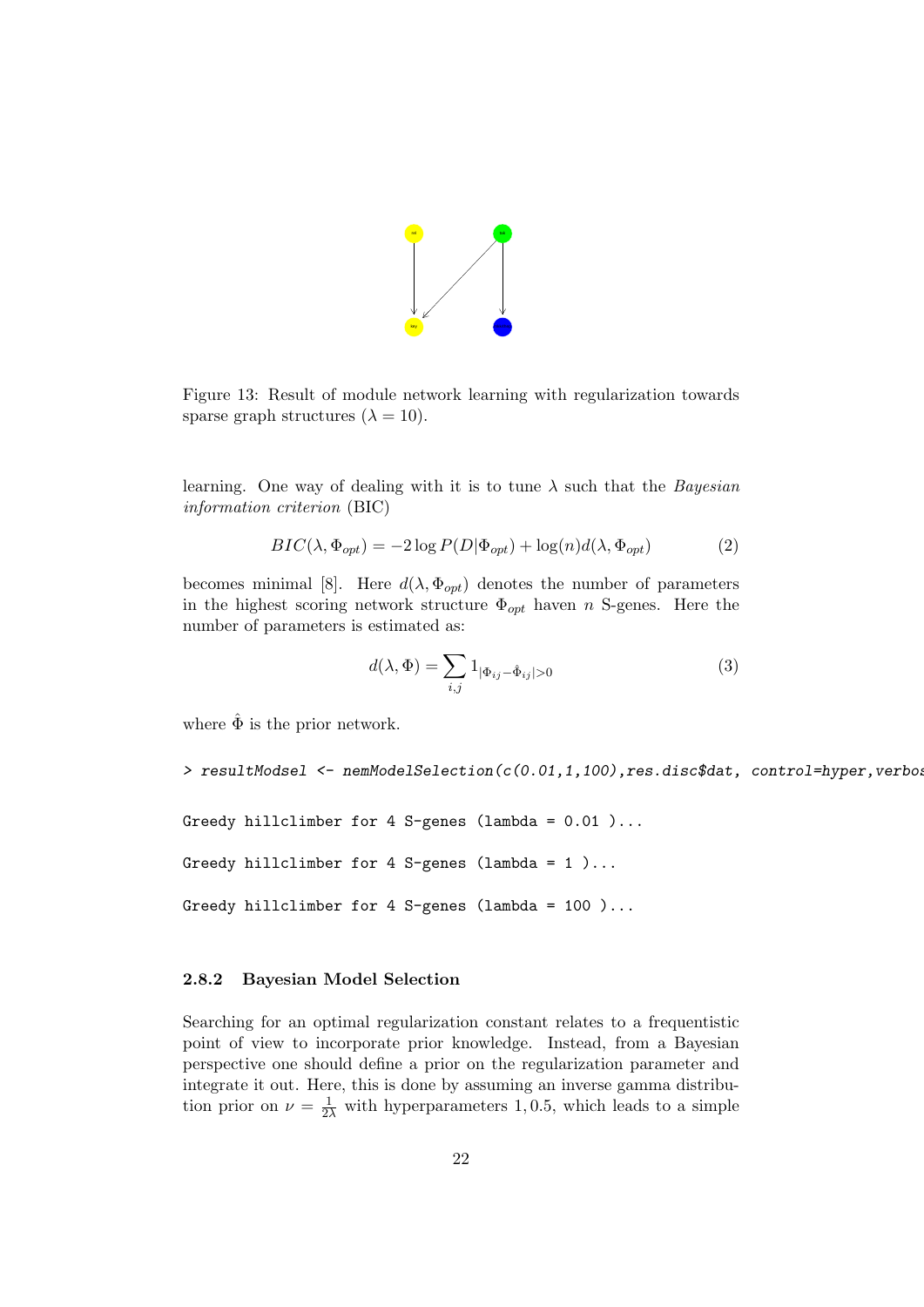Figure 13: Result of module network learning with regularization towards sparse graph structures ($\lambda = 10$).

learning. One way of dealing with it is to tune $\lambda$ such that the *Bayesian information criterion* (BIC)

$$BIC(\lambda, \Phi_{opt}) = -2 \log P(D|\Phi_{opt}) + \log(n) d(\lambda, \Phi_{opt}) \tag{2}$$

becomes minimal [8]. Here $d(\lambda, \Phi_{opt})$ denotes the number of parameters in the highest scoring network structure $\Phi_{opt}$ haven $n$ S-genes. Here the number of parameters is estimated as:

$$d(\lambda, \Phi) = \sum_{i,j} 1_{|\Phi_{ij} - \hat{\Phi}_{ij}| > 0} \tag{3}$$

where $\hat{\Phi}$ is the prior network.

```
> resultModsel <- nemModelSelection(c(0.01,1,100),res.disc$dat, control=hyper,verbos

Greedy hillclimber for 4 S-genes (lambda = 0.01 )...

Greedy hillclimber for 4 S-genes (lambda = 1 )...

Greedy hillclimber for 4 S-genes (lambda = 100 )...
```

### 2.8.2 Bayesian Model Selection

Searching for an optimal regularization constant relates to a frequentistic point of view to incorporate prior knowledge. Instead, from a Bayesian perspective one should define a prior on the regularization parameter and integrate it out. Here, this is done by assuming an inverse gamma distribution prior on $\nu = \frac{1}{2\lambda}$ with hyperparameters 1, 0.5, which leads to a simple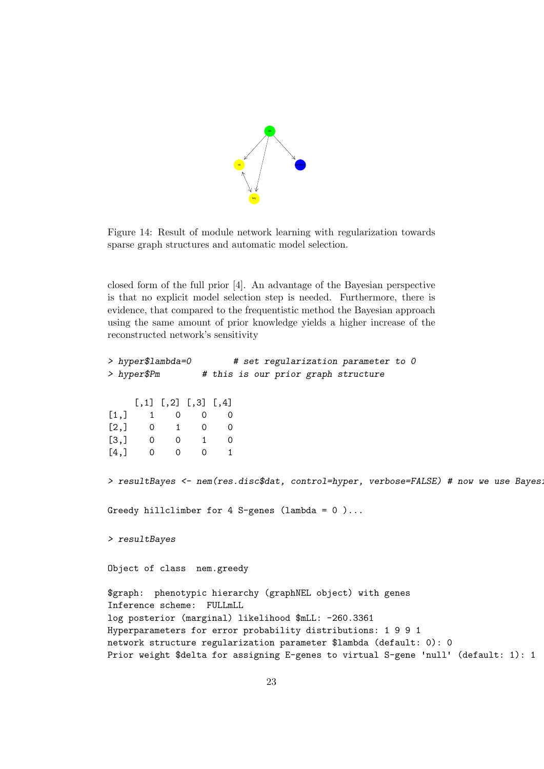Figure 14: Result of module network learning with regularization towards sparse graph structures and automatic model selection.

closed form of the full prior [4]. An advantage of the Bayesian perspective is that no explicit model selection step is needed. Furthermore, there is evidence, that compared to the frequentistic method the Bayesian approach using the same amount of prior knowledge yields a higher increase of the reconstructed network's sensitivity

```
> hyper$lambda=0        # set regularization parameter to 0
> hyper$Pm        # this is our prior graph structure

     [,1] [,2] [,3] [,4]
[1,]    1    0    0    0
[2,]    0    1    0    0
[3,]    0    0    1    0
[4,]    0    0    0    1

> resultBayes <- nem(res.disc$dat, control=hyper, verbose=FALSE) # now we use Bayesi

Greedy hillclimber for 4 S-genes (lambda = 0 )...

> resultBayes

Object of class  nem.greedy

$graph:  phenotypic hierarchy (graphNEL object) with genes
Inference scheme:  FULLmLL
log posterior (marginal) likelihood $mLL: -260.3361
Hyperparameters for error probability distributions: 1 9 9 1
network structure regularization parameter $lambda (default: 0): 0
Prior weight $delta for assigning E-genes to virtual S-gene 'null' (default: 1): 1
```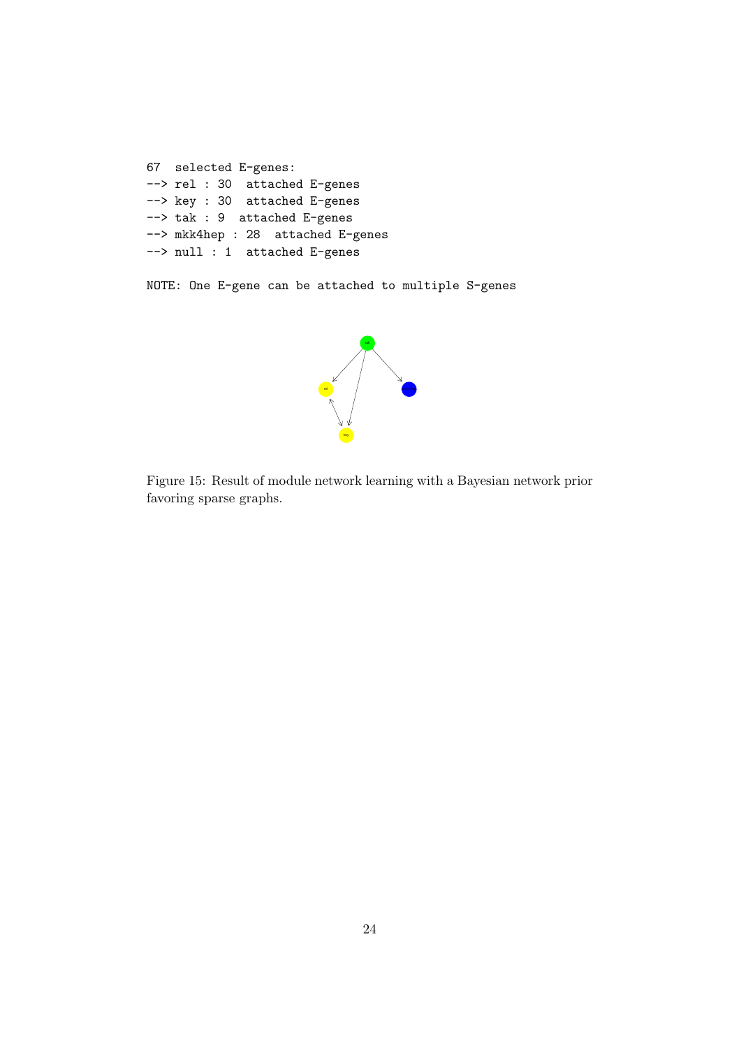```
67  selected E-genes:
--> rel : 30  attached E-genes
--> key : 30  attached E-genes
--> tak : 9  attached E-genes
--> mkk4hep : 28  attached E-genes
--> null : 1  attached E-genes

NOTE: One E-gene can be attached to multiple S-genes
```

Figure 15: Result of module network learning with a Bayesian network prior favoring sparse graphs.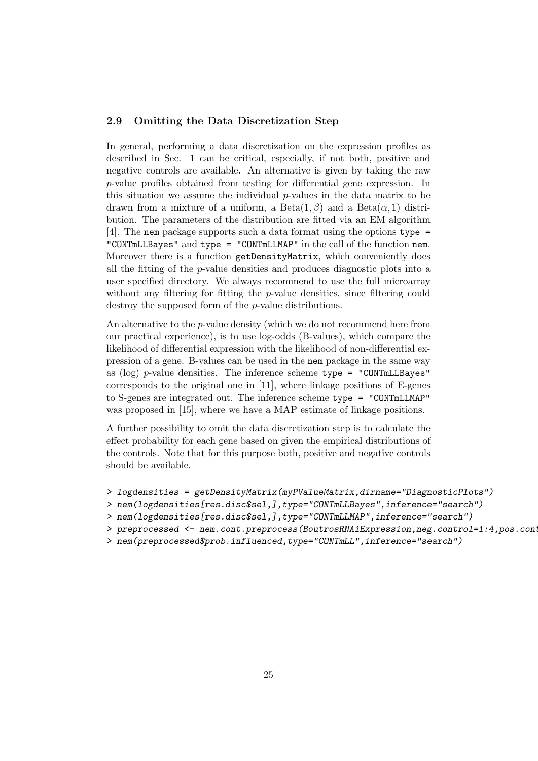### 2.9 Omitting the Data Discretization Step

In general, performing a data discretization on the expression profiles as described in Sec. 1 can be critical, especially, if not both, positive and negative controls are available. An alternative is given by taking the raw $p$-value profiles obtained from testing for differential gene expression. In this situation we assume the individual $p$-values in the data matrix to be drawn from a mixture of a uniform, a $\text{Beta}(1, \beta)$ and a $\text{Beta}(\alpha, 1)$ distribution. The parameters of the distribution are fitted via an EM algorithm [4]. The `nem` package supports such a data format using the options `type = "CONTmLLBayes"` and `type = "CONTmLLMAP"` in the call of the function `nem`. Moreover there is a function `getDensityMatrix`, which conveniently does all the fitting of the $p$-value densities and produces diagnostic plots into a user specified directory. We always recommend to use the full microarray without any filtering for fitting the $p$-value densities, since filtering could destroy the supposed form of the $p$-value distributions.

An alternative to the $p$-value density (which we do not recommend here from our practical experience), is to use log-odds (B-values), which compare the likelihood of differential expression with the likelihood of non-differential expression of a gene. B-values can be used in the `nem` package in the same way as (log) $p$-value densities. The inference scheme `type = "CONTmLLBayes"` corresponds to the original one in [11], where linkage positions of E-genes to S-genes are integrated out. The inference scheme `type = "CONTmLLMAP"` was proposed in [15], where we have a MAP estimate of linkage positions.

A further possibility to omit the data discretization step is to calculate the effect probability for each gene based on given the empirical distributions of the controls. Note that for this purpose both, positive and negative controls should be available.

```
> logdensities = getDensityMatrix(myPValueMatrix,dirname="DiagnosticPlots")
> nem(logdensities[res.disc$sel,],type="CONTmLLBayes",inference="search")
> nem(logdensities[res.disc$sel,],type="CONTmLLMAP",inference="search")
> preprocessed <- nem.cont.preprocess(BoutrosRNAiExpression,neg.control=1:4,pos.cont
> nem(preprocessed$prob.influenced,type="CONTmLL",inference="search")
```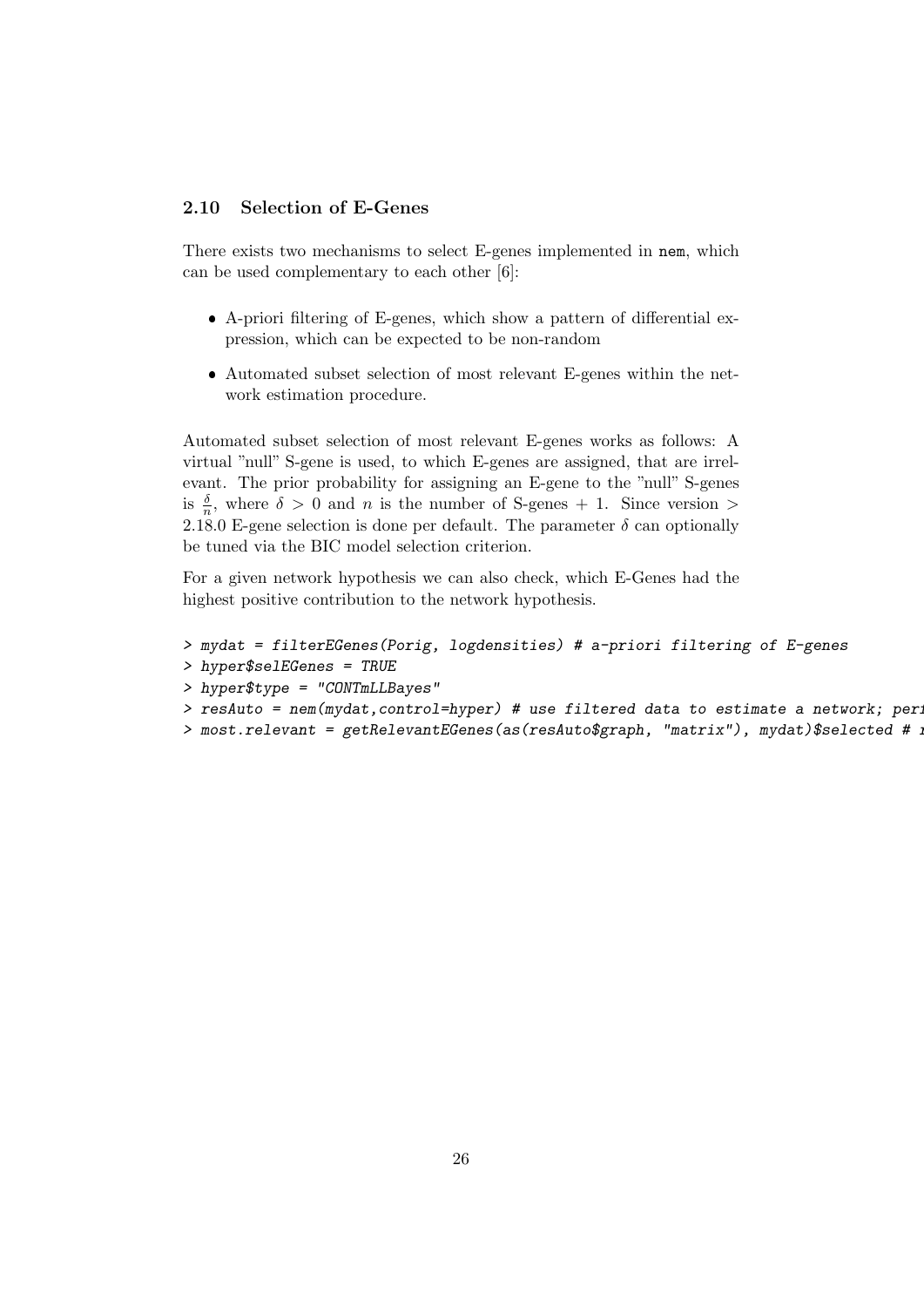### 2.10 Selection of E-Genes

There exists two mechanisms to select E-genes implemented in `nem`, which can be used complementary to each other [6]:

- A-priori filtering of E-genes, which show a pattern of differential expression, which can be expected to be non-random
- Automated subset selection of most relevant E-genes within the network estimation procedure.

Automated subset selection of most relevant E-genes works as follows: A virtual "null" S-gene is used, to which E-genes are assigned, that are irrelevant. The prior probability for assigning an E-gene to the "null" S-genes is $\frac{\delta}{n}$, where $\delta > 0$ and $n$ is the number of S-genes + 1. Since version > 2.18.0 E-gene selection is done per default. The parameter $\delta$ can optionally be tuned via the BIC model selection criterion.

For a given network hypothesis we can also check, which E-Genes had the highest positive contribution to the network hypothesis.

```
> mydat = filterEGenes(Porig, logdensities) # a-priori filtering of E-genes
> hyper$selEGenes = TRUE
> hyper$type = "CONTmLLBayes"
> resAuto = nem(mydat,control=hyper) # use filtered data to estimate a network; perf
> most.relevant = getRelevantEGenes(as(resAuto$graph, "matrix"), mydat)$selected # r
```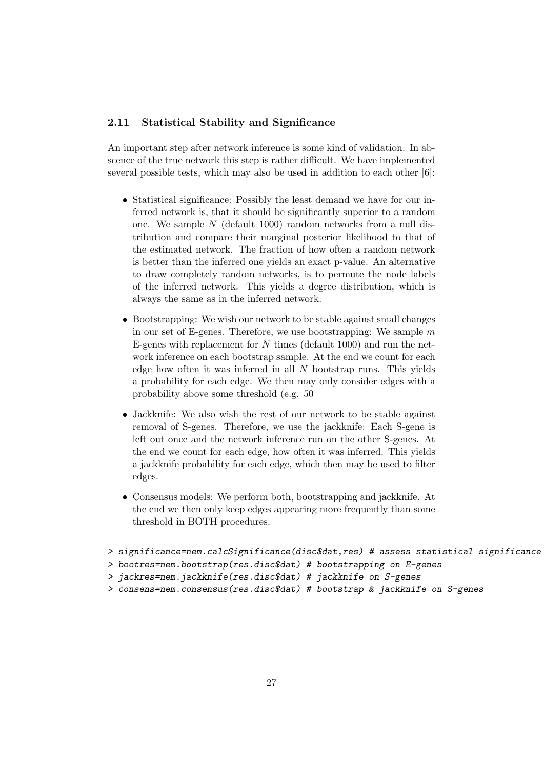## 2.11 Statistical Stability and Significance

An important step after network inference is some kind of validation. In abscence of the true network this step is rather difficult. We have implemented several possible tests, which may also be used in addition to each other [6]:

- Statistical significance: Possibly the least demand we have for our inferred network is, that it should be significantly superior to a random one. We sample $N$ (default 1000) random networks from a null distribution and compare their marginal posterior likelihood to that of the estimated network. The fraction of how often a random network is better than the inferred one yields an exact p-value. An alternative to draw completely random networks, is to permute the node labels of the inferred network. This yields a degree distribution, which is always the same as in the inferred network.
- Bootstrapping: We wish our network to be stable against small changes in our set of E-genes. Therefore, we use bootstrapping: We sample $m$ E-genes with replacement for $N$ times (default 1000) and run the network inference on each bootstrap sample. At the end we count for each edge how often it was inferred in all $N$ bootstrap runs. This yields a probability for each edge. We then may only consider edges with a probability above some threshold (e.g. 50
- Jackknife: We also wish the rest of our network to be stable against removal of S-genes. Therefore, we use the jackknife: Each S-gene is left out once and the network inference run on the other S-genes. At the end we count for each edge, how often it was inferred. This yields a jackknife probability for each edge, which then may be used to filter edges.
- Consensus models: We perform both, bootstrapping and jackknife. At the end we then only keep edges appearing more frequently than some threshold in BOTH procedures.

```
> significance=nem.calcSignificance(disc$dat,res) # assess statistical significance
> bootres=nem.bootstrap(res.disc$dat) # bootstrapping on E-genes
> jackres=nem.jackknife(res.disc$dat) # jackknife on S-genes
> consens=nem.consensus(res.disc$dat) # bootstrap & jackknife on S-genes
```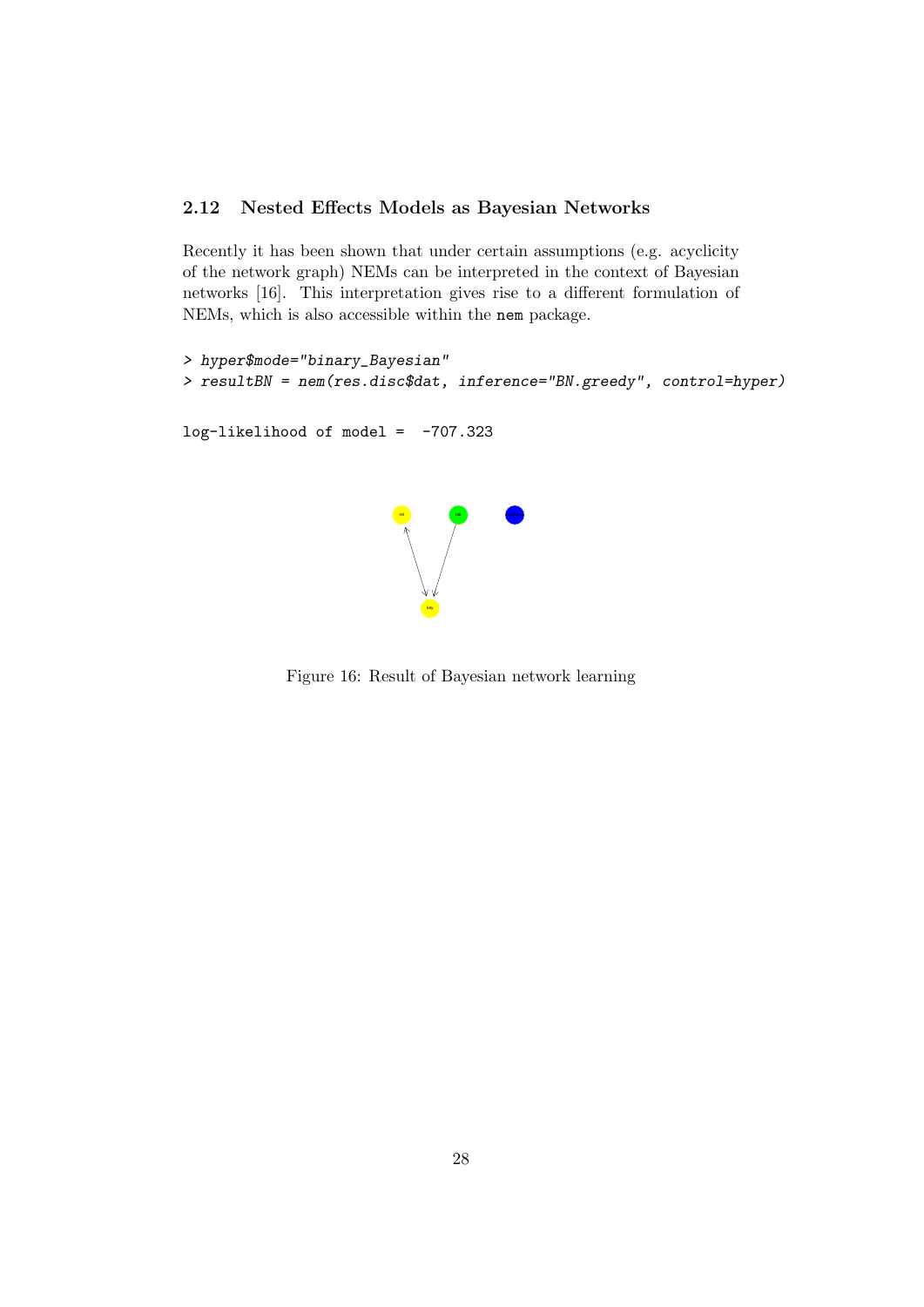### 2.12 Nested Effects Models as Bayesian Networks

Recently it has been shown that under certain assumptions (e.g. acyclicity of the network graph) NEMs can be interpreted in the context of Bayesian networks [16]. This interpretation gives rise to a different formulation of NEMs, which is also accessible within the `nem` package.

```
> hyper$mode="binary_Bayesian"
> resultBN = nem(res.disc$dat, inference="BN.greedy", control=hyper)
```

```
log-likelihood of model =  -707.323
```

Figure 16: Result of Bayesian network learning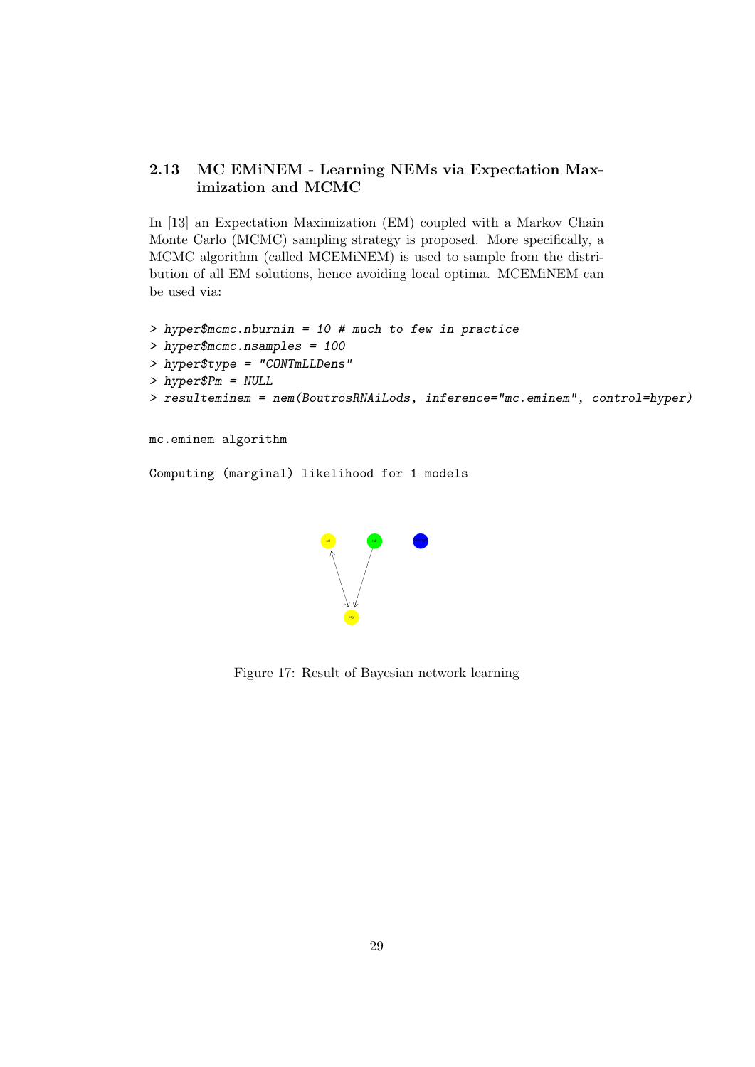### 2.13 MC EMiNEM - Learning NEMs via Expectation Maximization and MCMC

In [13] an Expectation Maximization (EM) coupled with a Markov Chain Monte Carlo (MCMC) sampling strategy is proposed. More specifically, a MCMC algorithm (called MCEMiNEM) is used to sample from the distribution of all EM solutions, hence avoiding local optima. MCEMiNEM can be used via:

```
> hyper$mcmc.nburnin = 10 # much to few in practice
> hyper$mcmc.nsamples = 100
> hyper$type = "CONTmLLDens"
> hyper$Pm = NULL
> resulteminem = nem(BoutrosRNAiLods, inference="mc.eminem", control=hyper)
```

```
mc.eminem algorithm

Computing (marginal) likelihood for 1 models
```

Figure 17: Result of Bayesian network learning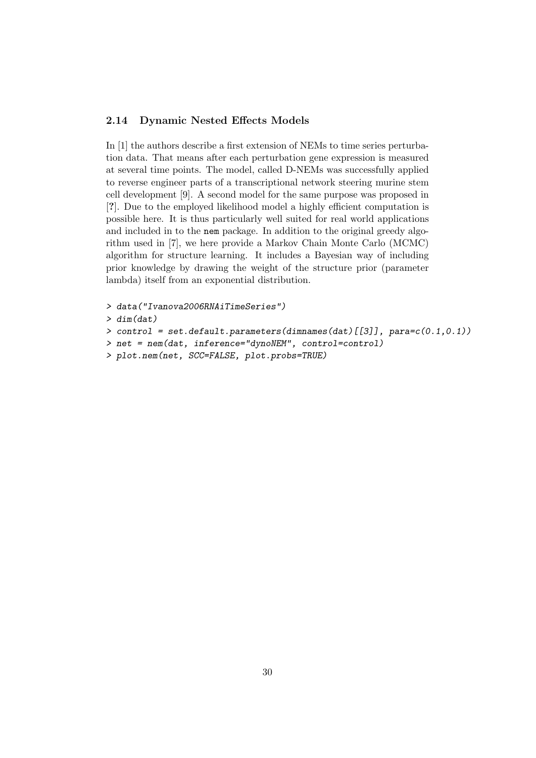### 2.14 Dynamic Nested Effects Models

In [1] the authors describe a first extension of NEMs to time series perturbation data. That means after each perturbation gene expression is measured at several time points. The model, called D-NEMs was successfully applied to reverse engineer parts of a transcriptional network steering murine stem cell development [9]. A second model for the same purpose was proposed in [**?**]. Due to the employed likelihood model a highly efficient computation is possible here. It is thus particularly well suited for real world applications and included in to the `nem` package. In addition to the original greedy algorithm used in [7], we here provide a Markov Chain Monte Carlo (MCMC) algorithm for structure learning. It includes a Bayesian way of including prior knowledge by drawing the weight of the structure prior (parameter lambda) itself from an exponential distribution.

```
> data("Ivanova2006RNAiTimeSeries")
> dim(dat)
> control = set.default.parameters(dimnames(dat)[[3]], para=c(0.1,0.1))
> net = nem(dat, inference="dynoNEM", control=control)
> plot.nem(net, SCC=FALSE, plot.probs=TRUE)
```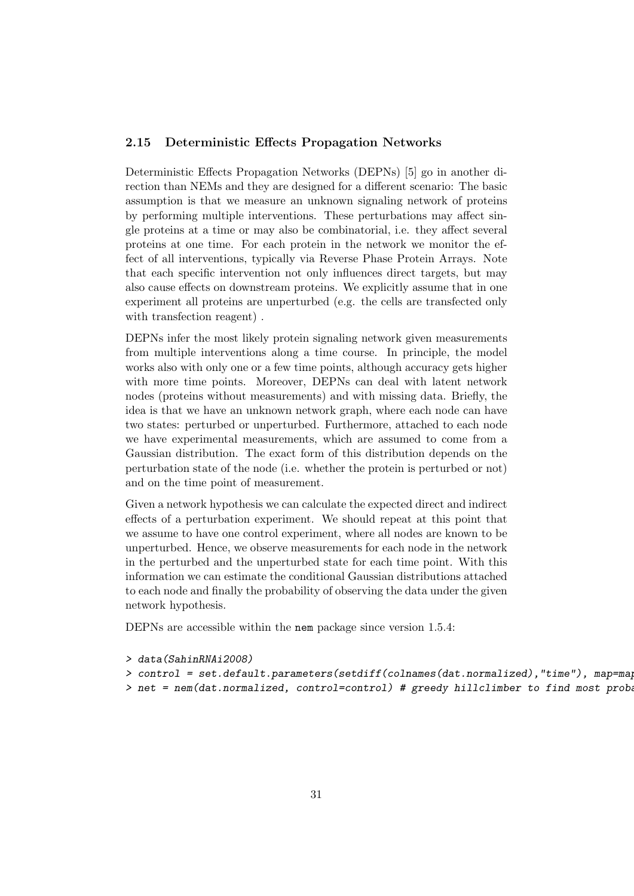### 2.15 Deterministic Effects Propagation Networks

Deterministic Effects Propagation Networks (DEPNs) [5] go in another direction than NEMs and they are designed for a different scenario: The basic assumption is that we measure an unknown signaling network of proteins by performing multiple interventions. These perturbations may affect single proteins at a time or may also be combinatorial, i.e. they affect several proteins at one time. For each protein in the network we monitor the effect of all interventions, typically via Reverse Phase Protein Arrays. Note that each specific intervention not only influences direct targets, but may also cause effects on downstream proteins. We explicitly assume that in one experiment all proteins are unperturbed (e.g. the cells are transfected only with transfection reagent) .

DEPNs infer the most likely protein signaling network given measurements from multiple interventions along a time course. In principle, the model works also with only one or a few time points, although accuracy gets higher with more time points. Moreover, DEPNs can deal with latent network nodes (proteins without measurements) and with missing data. Briefly, the idea is that we have an unknown network graph, where each node can have two states: perturbed or unperturbed. Furthermore, attached to each node we have experimental measurements, which are assumed to come from a Gaussian distribution. The exact form of this distribution depends on the perturbation state of the node (i.e. whether the protein is perturbed or not) and on the time point of measurement.

Given a network hypothesis we can calculate the expected direct and indirect effects of a perturbation experiment. We should repeat at this point that we assume to have one control experiment, where all nodes are known to be unperturbed. Hence, we observe measurements for each node in the network in the perturbed and the unperturbed state for each time point. With this information we can estimate the conditional Gaussian distributions attached to each node and finally the probability of observing the data under the given network hypothesis.

DEPNs are accessible within the `nem` package since version 1.5.4:

```
> data(SahinRNAi2008)
> control = set.default.parameters(setdiff(colnames(dat.normalized),"time"), map=map
> net = nem(dat.normalized, control=control) # greedy hillclimber to find most proba
```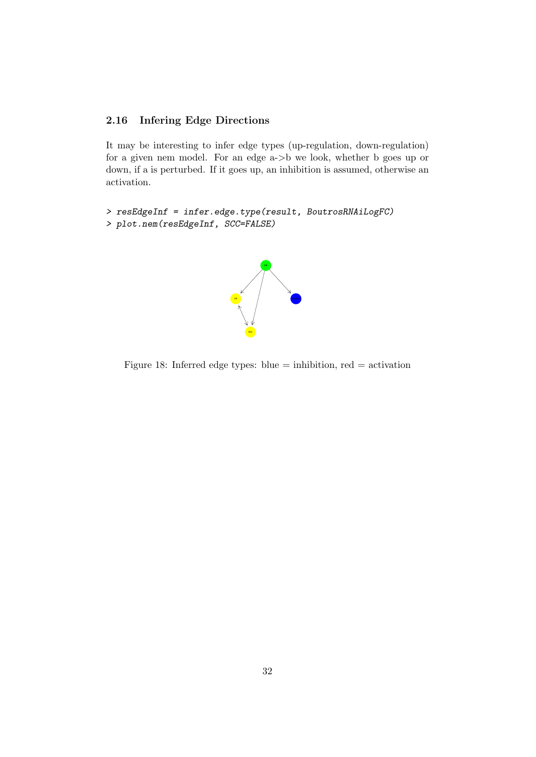### 2.16 Infering Edge Directions

It may be interesting to infer edge types (up-regulation, down-regulation) for a given nem model. For an edge a->b we look, whether b goes up or down, if a is perturbed. If it goes up, an inhibition is assumed, otherwise an activation.

```
> resEdgeInf = infer.edge.type(result, BoutrosRNAiLogFC)
> plot.nem(resEdgeInf, SCC=FALSE)
```

Figure 18: Inferred edge types: blue = inhibition, red = activation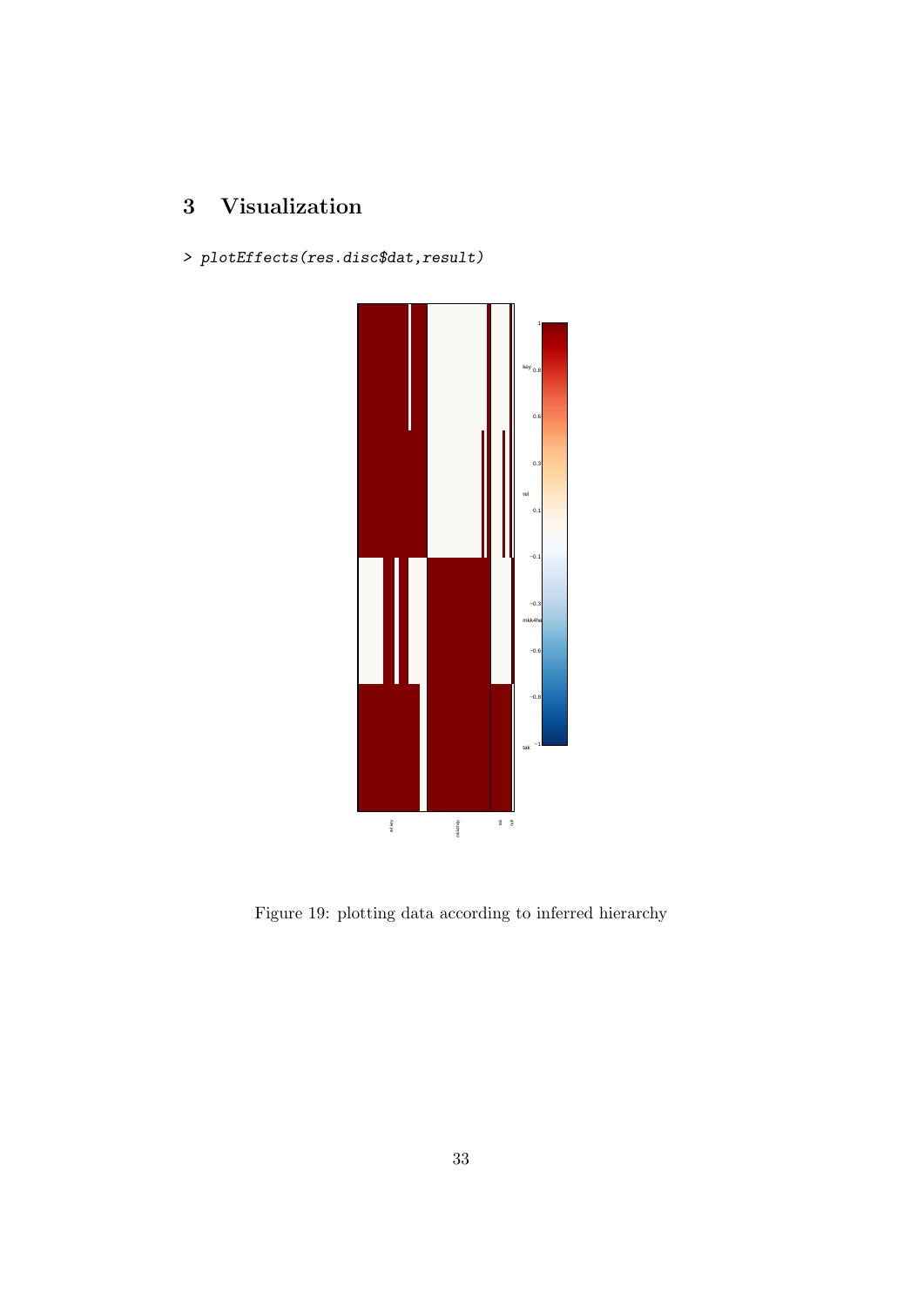# 3 Visualization

```
> plotEffects(res.disc$dat,result)
```

Figure 19: plotting data according to inferred hierarchy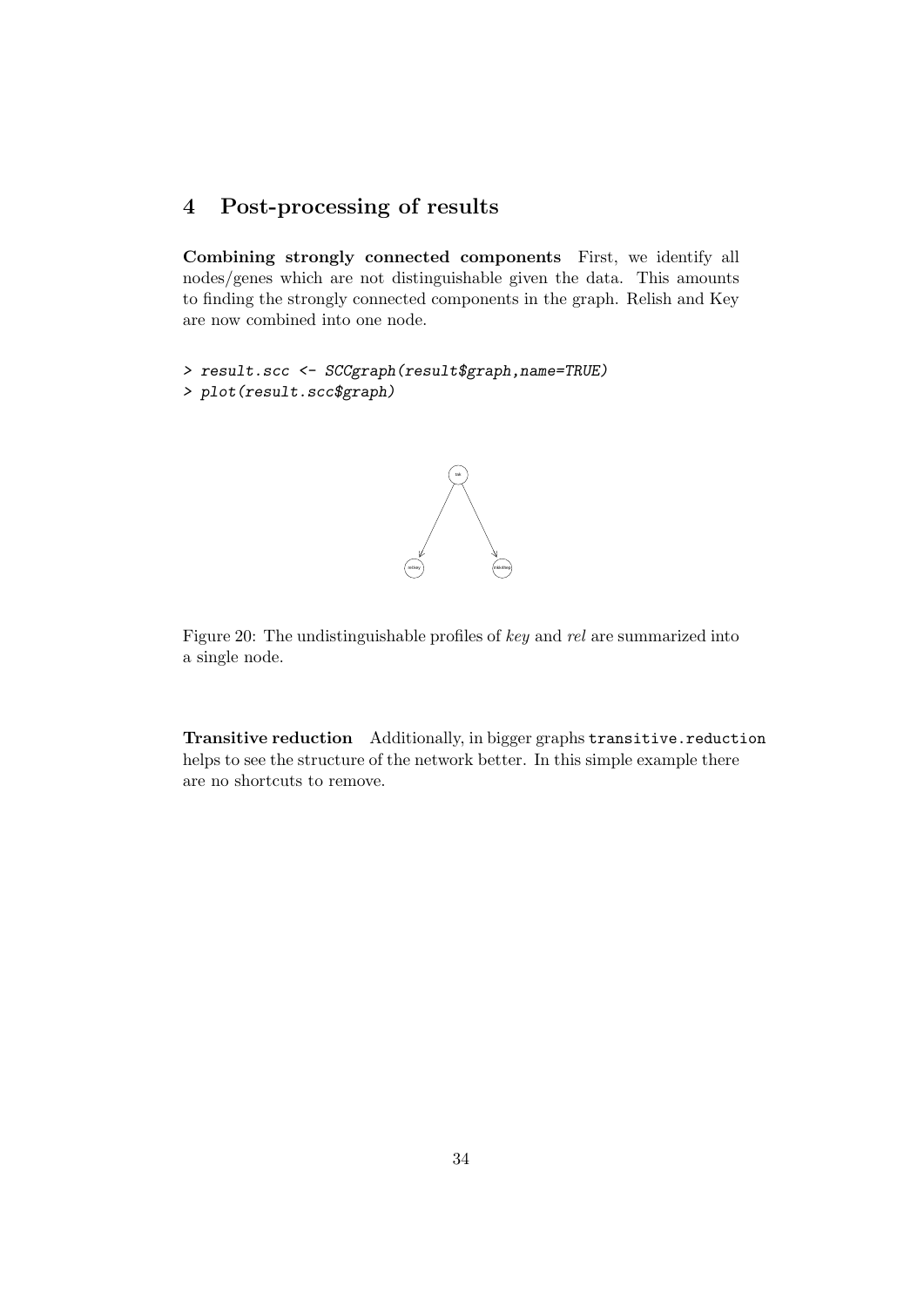# 4 Post-processing of results

**Combining strongly connected components** First, we identify all nodes/genes which are not distinguishable given the data. This amounts to finding the strongly connected components in the graph. Relish and Key are now combined into one node.

```
> result.scc <- SCCgraph(result$graph,name=TRUE)
> plot(result.scc$graph)
```

Figure 20: The undistinguishable profiles of *key* and *rel* are summarized into a single node.

**Transitive reduction** Additionally, in bigger graphs `transitive.reduction` helps to see the structure of the network better. In this simple example there are no shortcuts to remove.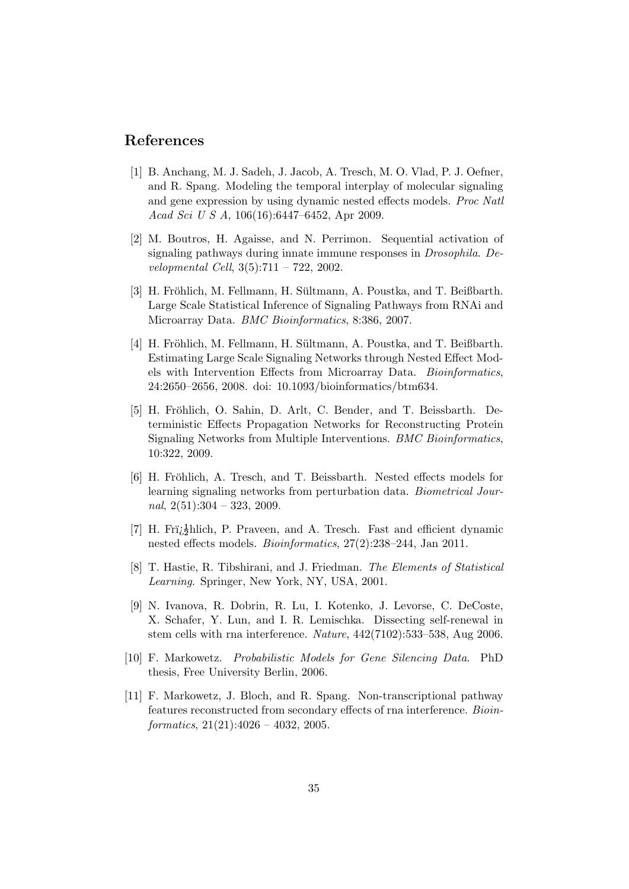## References

[1] B. Anchang, M. J. Sadeh, J. Jacob, A. Tresch, M. O. Vlad, P. J. Oefner, and R. Spang. Modeling the temporal interplay of molecular signaling and gene expression by using dynamic nested effects models. *Proc Natl Acad Sci U S A*, 106(16):6447–6452, Apr 2009.

[2] M. Boutros, H. Agaisse, and N. Perrimon. Sequential activation of signaling pathways during innate immune responses in *Drosophila*. *Developmental Cell*, 3(5):711 – 722, 2002.

[3] H. Fröhlich, M. Fellmann, H. Sültmann, A. Poustka, and T. Beißbarth. Large Scale Statistical Inference of Signaling Pathways from RNAi and Microarray Data. *BMC Bioinformatics*, 8:386, 2007.

[4] H. Fröhlich, M. Fellmann, H. Sültmann, A. Poustka, and T. Beißbarth. Estimating Large Scale Signaling Networks through Nested Effect Models with Intervention Effects from Microarray Data. *Bioinformatics*, 24:2650–2656, 2008. doi: 10.1093/bioinformatics/btm634.

[5] H. Fröhlich, O. Sahin, D. Arlt, C. Bender, and T. Beissbarth. Deterministic Effects Propagation Networks for Reconstructing Protein Signaling Networks from Multiple Interventions. *BMC Bioinformatics*, 10:322, 2009.

[6] H. Fröhlich, A. Tresch, and T. Beissbarth. Nested effects models for learning signaling networks from perturbation data. *Biometrical Journal*, 2(51):304 – 323, 2009.

[7] H. Frï¿½hlich, P. Praveen, and A. Tresch. Fast and efficient dynamic nested effects models. *Bioinformatics*, 27(2):238–244, Jan 2011.

[8] T. Hastie, R. Tibshirani, and J. Friedman. *The Elements of Statistical Learning*. Springer, New York, NY, USA, 2001.

[9] N. Ivanova, R. Dobrin, R. Lu, I. Kotenko, J. Levorse, C. DeCoste, X. Schafer, Y. Lun, and I. R. Lemischka. Dissecting self-renewal in stem cells with rna interference. *Nature*, 442(7102):533–538, Aug 2006.

[10] F. Markowetz. *Probabilistic Models for Gene Silencing Data*. PhD thesis, Free University Berlin, 2006.

[11] F. Markowetz, J. Bloch, and R. Spang. Non-transcriptional pathway features reconstructed from secondary effects of rna interference. *Bioinformatics*, 21(21):4026 – 4032, 2005.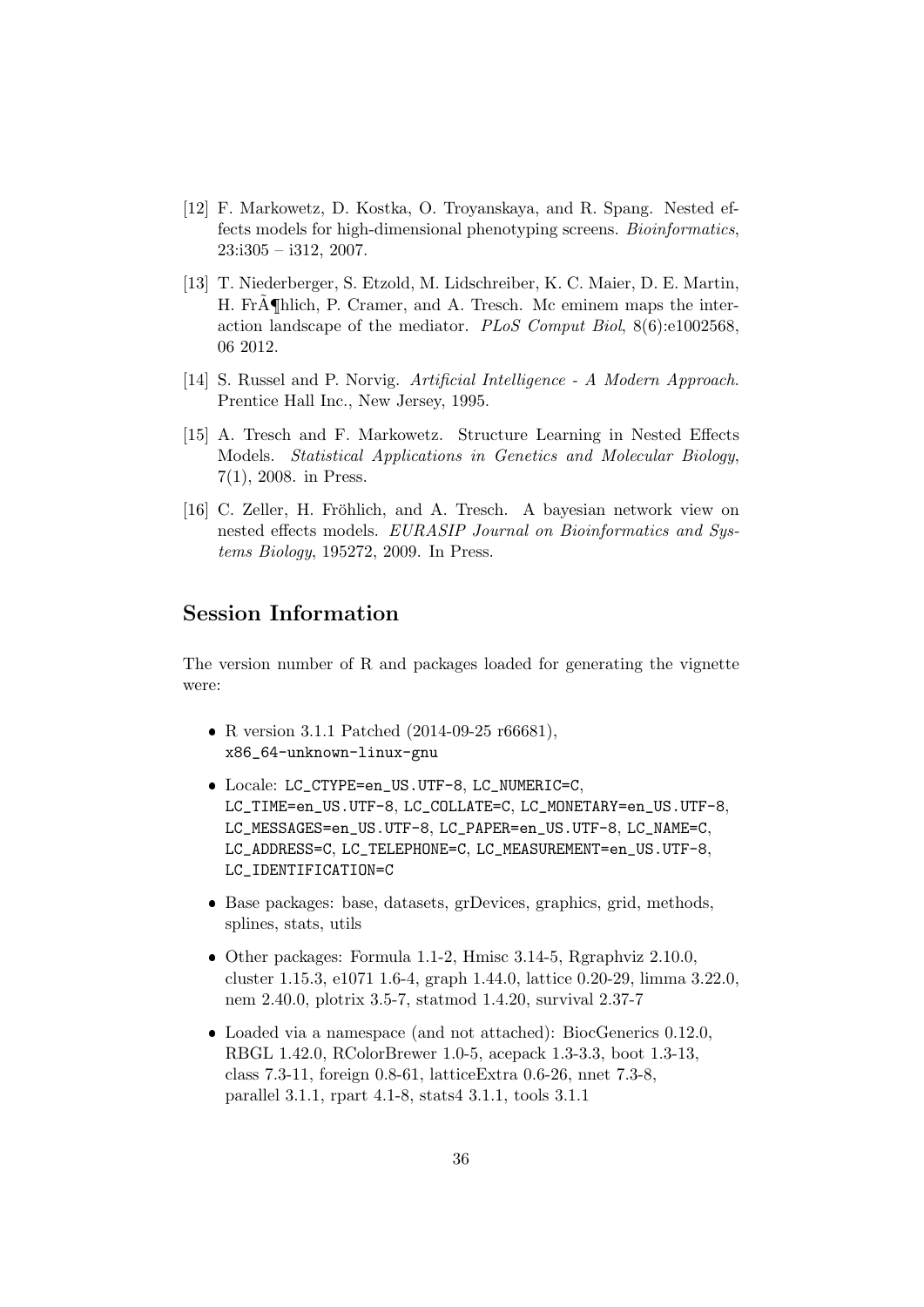[12] F. Markowetz, D. Kostka, O. Troyanskaya, and R. Spang. Nested effects models for high-dimensional phenotyping screens. *Bioinformatics*, 23:i305 – i312, 2007.

[13] T. Niederberger, S. Etzold, M. Lidschreiber, K. C. Maier, D. E. Martin, H. FrÃ¶hlich, P. Cramer, and A. Tresch. Mc eminem maps the interaction landscape of the mediator. *PLoS Comput Biol*, 8(6):e1002568, 06 2012.

[14] S. Russel and P. Norvig. *Artificial Intelligence - A Modern Approach*. Prentice Hall Inc., New Jersey, 1995.

[15] A. Tresch and F. Markowetz. Structure Learning in Nested Effects Models. *Statistical Applications in Genetics and Molecular Biology*, 7(1), 2008. in Press.

[16] C. Zeller, H. Fröhlich, and A. Tresch. A bayesian network view on nested effects models. *EURASIP Journal on Bioinformatics and Systems Biology*, 195272, 2009. In Press.

## Session Information

The version number of R and packages loaded for generating the vignette were:

- R version 3.1.1 Patched (2014-09-25 r66681), `x86_64-unknown-linux-gnu`
- Locale: `LC_CTYPE=en_US.UTF-8`, `LC_NUMERIC=C`, `LC_TIME=en_US.UTF-8`, `LC_COLLATE=C`, `LC_MONETARY=en_US.UTF-8`, `LC_MESSAGES=en_US.UTF-8`, `LC_PAPER=en_US.UTF-8`, `LC_NAME=C`, `LC_ADDRESS=C`, `LC_TELEPHONE=C`, `LC_MEASUREMENT=en_US.UTF-8`, `LC_IDENTIFICATION=C`
- Base packages: base, datasets, grDevices, graphics, grid, methods, splines, stats, utils
- Other packages: Formula 1.1-2, Hmisc 3.14-5, Rgraphviz 2.10.0, cluster 1.15.3, e1071 1.6-4, graph 1.44.0, lattice 0.20-29, limma 3.22.0, nem 2.40.0, plotrix 3.5-7, statmod 1.4.20, survival 2.37-7
- Loaded via a namespace (and not attached): BiocGenerics 0.12.0, RBGL 1.42.0, RColorBrewer 1.0-5, acepack 1.3-3.3, boot 1.3-13, class 7.3-11, foreign 0.8-61, latticeExtra 0.6-26, nnet 7.3-8, parallel 3.1.1, rpart 4.1-8, stats4 3.1.1, tools 3.1.1